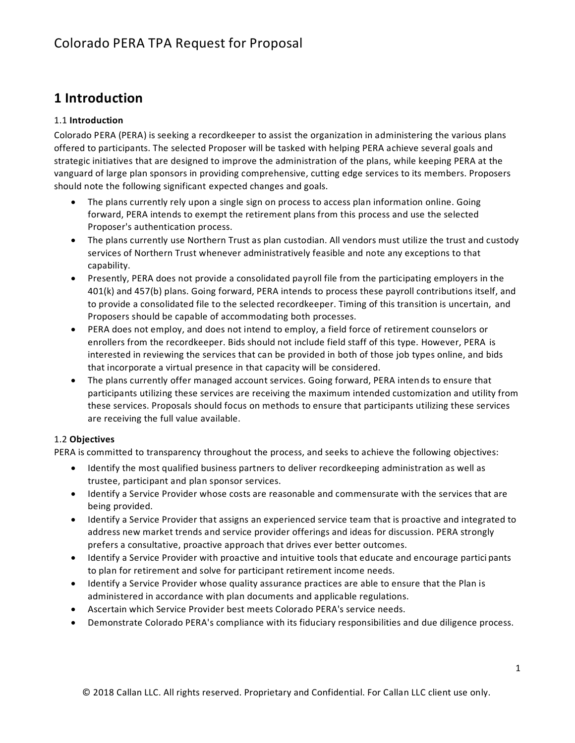# 1 Introduction

## 1.1 **Introduction**

Colorado PERA (PERA) is seeking a recordkeeper to assist the organization in administering the various plans offered to participants. The selected Proposer will be tasked with helping PERA achieve several goals and strategic initiatives that are designed to improve the administration of the plans, while keeping PERA at the vanguard of large plan sponsors in providing comprehensive, cutting edge services to its members. Proposers should note the following significant expected changes and goals.

- The plans currently rely upon a single sign on process to access plan information online. Going forward, PERA intends to exempt the retirement plans from this process and use the selected Proposer's authentication process.
- The plans currently use Northern Trust as plan custodian. All vendors must utilize the trust and custody services of Northern Trust whenever administratively feasible and note any exceptions to that capability.
- Presently, PERA does not provide a consolidated payroll file from the participating employers in the 401(k) and 457(b) plans. Going forward, PERA intends to process these payroll contributions itself, and to provide a consolidated file to the selected recordkeeper. Timing of this transition is uncertain, and Proposers should be capable of accommodating both processes.
- PERA does not employ, and does not intend to employ, a field force of retirement counselors or enrollers from the recordkeeper. Bids should not include field staff of this type. However, PERA is interested in reviewing the services that can be provided in both of those job types online, and bids that incorporate a virtual presence in that capacity will be considered.
- The plans currently offer managed account services. Going forward, PERA intends to ensure that participants utilizing these services are receiving the maximum intended customization and utility from these services. Proposals should focus on methods to ensure that participants utilizing these services are receiving the full value available.

## 1.2 **Objectives**

PERA is committed to transparency throughout the process, and seeks to achieve the following objectives:

- Identify the most qualified business partners to deliver recordkeeping administration as well as trustee, participant and plan sponsor services.
- Identify a Service Provider whose costs are reasonable and commensurate with the services that are being provided.
- Identify a Service Provider that assigns an experienced service team that is proactive and integrated to address new market trends and service provider offerings and ideas for discussion. PERA strongly prefers a consultative, proactive approach that drives ever better outcomes.
- Identify a Service Provider with proactive and intuitive tools that educate and encourage participants to plan for retirement and solve for participant retirement income needs.
- Identify a Service Provider whose quality assurance practices are able to ensure that the Plan is administered in accordance with plan documents and applicable regulations.
- Ascertain which Service Provider best meets Colorado PERA's service needs.
- Demonstrate Colorado PERA's compliance with its fiduciary responsibilities and due diligence process.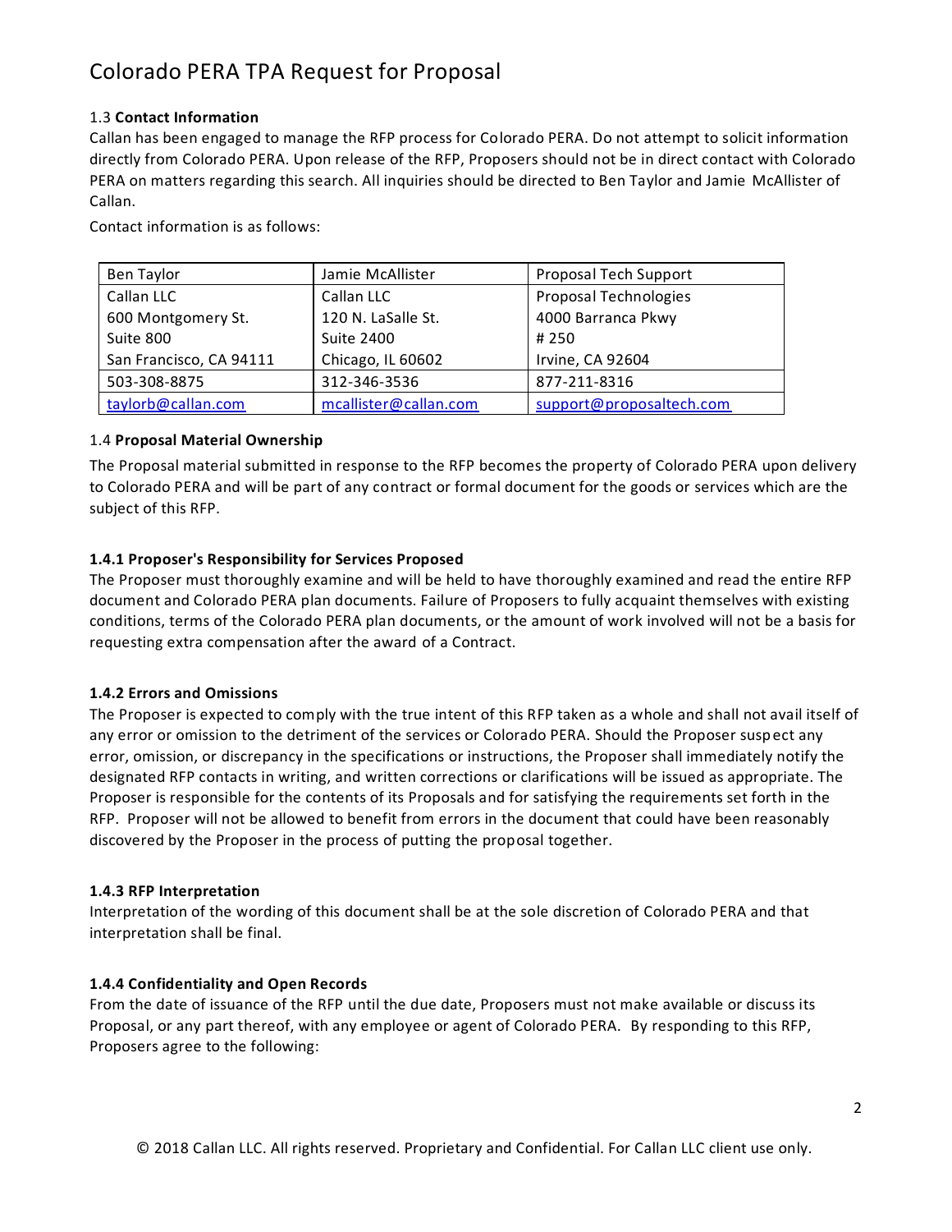### 1.3 **Contact Information**

Callan has been engaged to manage the RFP process for Colorado PERA. Do not attempt to solicit information directly from Colorado PERA. Upon release of the RFP, Proposers should not be in direct contact with Colorado PERA on matters regarding this search. All inquiries should be directed to Ben Taylor and Jamie McAllister of Callan.

Contact information is as follows:

| Ben Taylor | Jamie McAllister | Proposal Tech Support |
|---|---|---|
| Callan LLC<br>600 Montgomery St.<br>Suite 800<br>San Francisco, CA 94111 | Callan LLC<br>120 N. LaSalle St.<br>Suite 2400<br>Chicago, IL 60602 | Proposal Technologies<br>4000 Barranca Pkwy<br># 250<br>Irvine, CA 92604 |
| 503-308-8875 | 312-346-3536 | 877-211-8316 |
| taylorb@callan.com | mcallister@callan.com | support@proposaltech.com |

### 1.4 **Proposal Material Ownership**

The Proposal material submitted in response to the RFP becomes the property of Colorado PERA upon delivery to Colorado PERA and will be part of any contract or formal document for the goods or services which are the subject of this RFP.

#### 1.4.1 Proposer's Responsibility for Services Proposed

The Proposer must thoroughly examine and will be held to have thoroughly examined and read the entire RFP document and Colorado PERA plan documents. Failure of Proposers to fully acquaint themselves with existing conditions, terms of the Colorado PERA plan documents, or the amount of work involved will not be a basis for requesting extra compensation after the award of a Contract.

#### 1.4.2 Errors and Omissions

The Proposer is expected to comply with the true intent of this RFP taken as a whole and shall not avail itself of any error or omission to the detriment of the services or Colorado PERA. Should the Proposer suspect any error, omission, or discrepancy in the specifications or instructions, the Proposer shall immediately notify the designated RFP contacts in writing, and written corrections or clarifications will be issued as appropriate. The Proposer is responsible for the contents of its Proposals and for satisfying the requirements set forth in the RFP. Proposer will not be allowed to benefit from errors in the document that could have been reasonably discovered by the Proposer in the process of putting the proposal together.

#### 1.4.3 RFP Interpretation

Interpretation of the wording of this document shall be at the sole discretion of Colorado PERA and that interpretation shall be final.

#### 1.4.4 Confidentiality and Open Records

From the date of issuance of the RFP until the due date, Proposers must not make available or discuss its Proposal, or any part thereof, with any employee or agent of Colorado PERA. By responding to this RFP, Proposers agree to the following: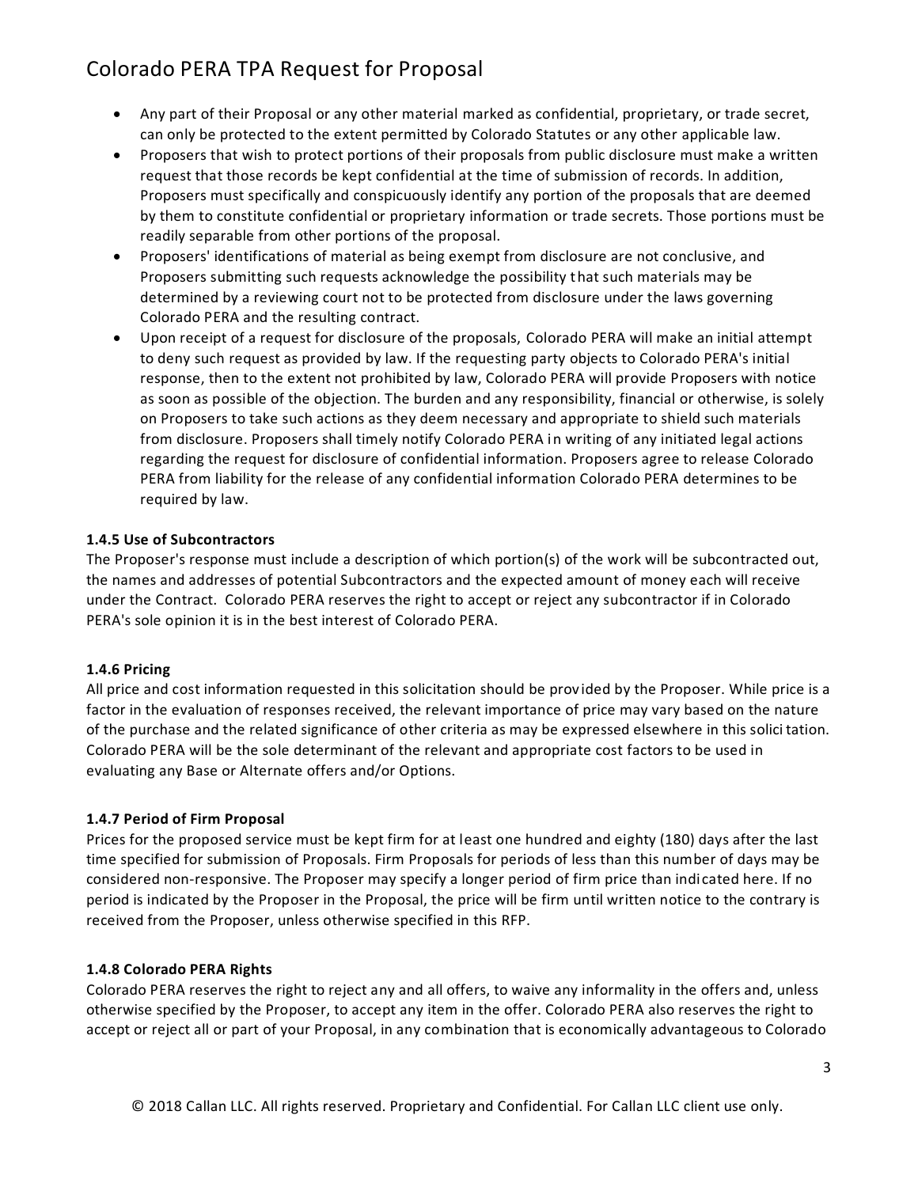- Any part of their Proposal or any other material marked as confidential, proprietary, or trade secret, can only be protected to the extent permitted by Colorado Statutes or any other applicable law.
- Proposers that wish to protect portions of their proposals from public disclosure must make a written request that those records be kept confidential at the time of submission of records. In addition, Proposers must specifically and conspicuously identify any portion of the proposals that are deemed by them to constitute confidential or proprietary information or trade secrets. Those portions must be readily separable from other portions of the proposal.
- Proposers' identifications of material as being exempt from disclosure are not conclusive, and Proposers submitting such requests acknowledge the possibility that such materials may be determined by a reviewing court not to be protected from disclosure under the laws governing Colorado PERA and the resulting contract.
- Upon receipt of a request for disclosure of the proposals, Colorado PERA will make an initial attempt to deny such request as provided by law. If the requesting party objects to Colorado PERA's initial response, then to the extent not prohibited by law, Colorado PERA will provide Proposers with notice as soon as possible of the objection. The burden and any responsibility, financial or otherwise, is solely on Proposers to take such actions as they deem necessary and appropriate to shield such materials from disclosure. Proposers shall timely notify Colorado PERA in writing of any initiated legal actions regarding the request for disclosure of confidential information. Proposers agree to release Colorado PERA from liability for the release of any confidential information Colorado PERA determines to be required by law.

**1.4.5 Use of Subcontractors**

The Proposer's response must include a description of which portion(s) of the work will be subcontracted out, the names and addresses of potential Subcontractors and the expected amount of money each will receive under the Contract. Colorado PERA reserves the right to accept or reject any subcontractor if in Colorado PERA's sole opinion it is in the best interest of Colorado PERA.

**1.4.6 Pricing**

All price and cost information requested in this solicitation should be provided by the Proposer. While price is a factor in the evaluation of responses received, the relevant importance of price may vary based on the nature of the purchase and the related significance of other criteria as may be expressed elsewhere in this solicitation. Colorado PERA will be the sole determinant of the relevant and appropriate cost factors to be used in evaluating any Base or Alternate offers and/or Options.

**1.4.7 Period of Firm Proposal**

Prices for the proposed service must be kept firm for at least one hundred and eighty (180) days after the last time specified for submission of Proposals. Firm Proposals for periods of less than this number of days may be considered non-responsive. The Proposer may specify a longer period of firm price than indicated here. If no period is indicated by the Proposer in the Proposal, the price will be firm until written notice to the contrary is received from the Proposer, unless otherwise specified in this RFP.

**1.4.8 Colorado PERA Rights**

Colorado PERA reserves the right to reject any and all offers, to waive any informality in the offers and, unless otherwise specified by the Proposer, to accept any item in the offer. Colorado PERA also reserves the right to accept or reject all or part of your Proposal, in any combination that is economically advantageous to Colorado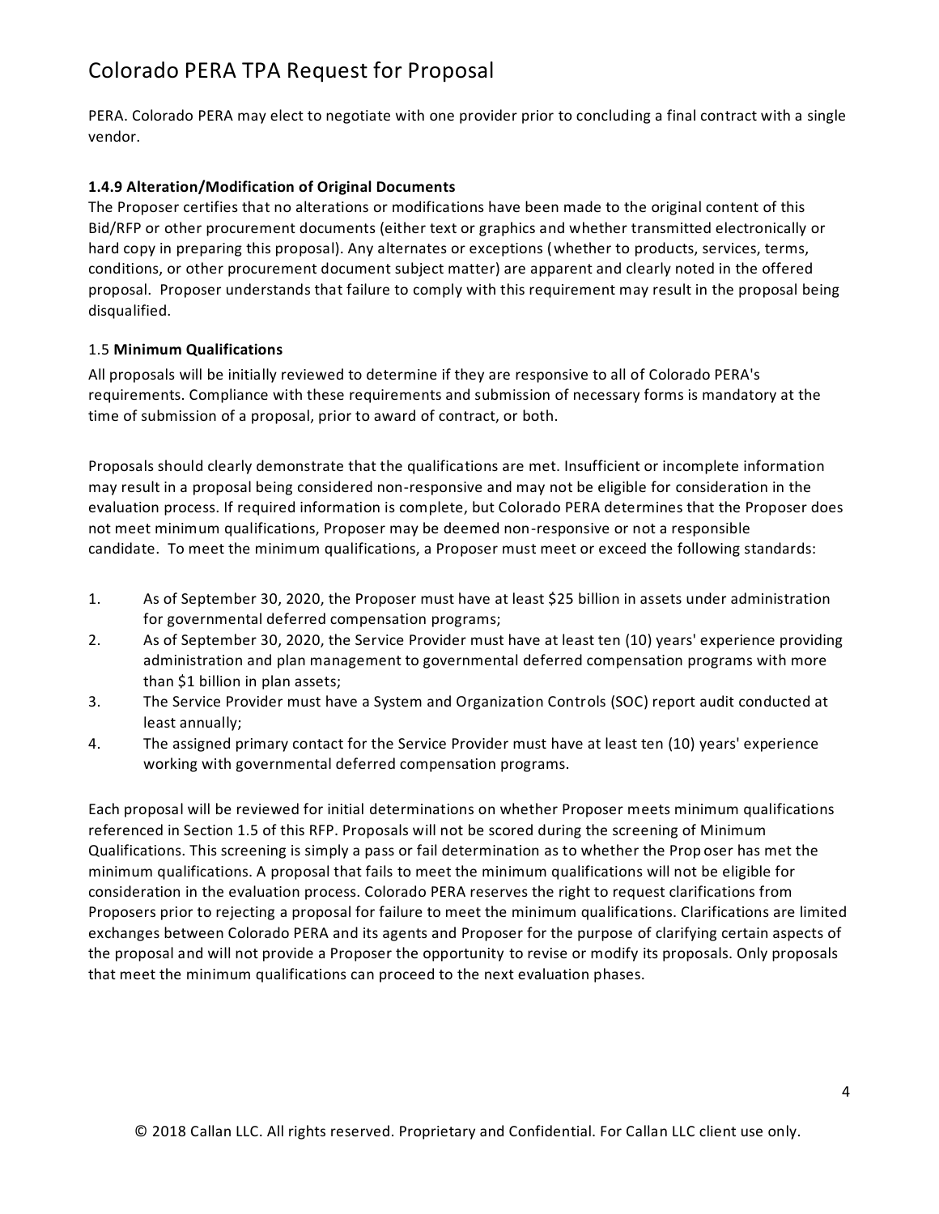PERA. Colorado PERA may elect to negotiate with one provider prior to concluding a final contract with a single vendor.

#### 1.4.9 Alteration/Modification of Original Documents

The Proposer certifies that no alterations or modifications have been made to the original content of this Bid/RFP or other procurement documents (either text or graphics and whether transmitted electronically or hard copy in preparing this proposal). Any alternates or exceptions (whether to products, services, terms, conditions, or other procurement document subject matter) are apparent and clearly noted in the offered proposal. Proposer understands that failure to comply with this requirement may result in the proposal being disqualified.

### 1.5 **Minimum Qualifications**

All proposals will be initially reviewed to determine if they are responsive to all of Colorado PERA's requirements. Compliance with these requirements and submission of necessary forms is mandatory at the time of submission of a proposal, prior to award of contract, or both.

Proposals should clearly demonstrate that the qualifications are met. Insufficient or incomplete information may result in a proposal being considered non-responsive and may not be eligible for consideration in the evaluation process. If required information is complete, but Colorado PERA determines that the Proposer does not meet minimum qualifications, Proposer may be deemed non-responsive or not a responsible candidate. To meet the minimum qualifications, a Proposer must meet or exceed the following standards:

1. As of September 30, 2020, the Proposer must have at least $25 billion in assets under administration for governmental deferred compensation programs;
2. As of September 30, 2020, the Service Provider must have at least ten (10) years' experience providing administration and plan management to governmental deferred compensation programs with more than $1 billion in plan assets;
3. The Service Provider must have a System and Organization Controls (SOC) report audit conducted at least annually;
4. The assigned primary contact for the Service Provider must have at least ten (10) years' experience working with governmental deferred compensation programs.

Each proposal will be reviewed for initial determinations on whether Proposer meets minimum qualifications referenced in Section 1.5 of this RFP. Proposals will not be scored during the screening of Minimum Qualifications. This screening is simply a pass or fail determination as to whether the Proposer has met the minimum qualifications. A proposal that fails to meet the minimum qualifications will not be eligible for consideration in the evaluation process. Colorado PERA reserves the right to request clarifications from Proposers prior to rejecting a proposal for failure to meet the minimum qualifications. Clarifications are limited exchanges between Colorado PERA and its agents and Proposer for the purpose of clarifying certain aspects of the proposal and will not provide a Proposer the opportunity to revise or modify its proposals. Only proposals that meet the minimum qualifications can proceed to the next evaluation phases.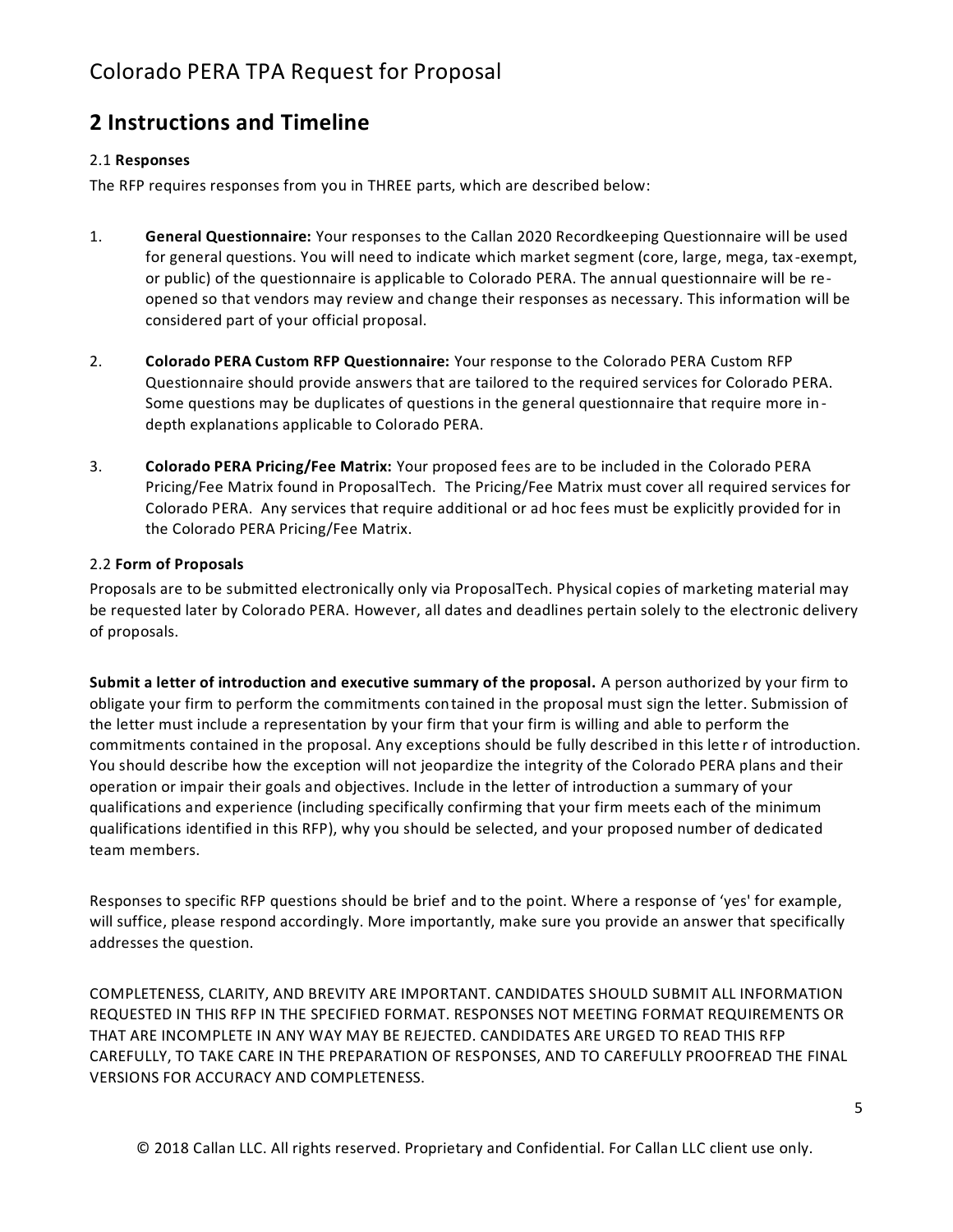## 2 Instructions and Timeline

2.1 **Responses**

The RFP requires responses from you in THREE parts, which are described below:

1. **General Questionnaire:** Your responses to the Callan 2020 Recordkeeping Questionnaire will be used for general questions. You will need to indicate which market segment (core, large, mega, tax-exempt, or public) of the questionnaire is applicable to Colorado PERA. The annual questionnaire will be re-opened so that vendors may review and change their responses as necessary. This information will be considered part of your official proposal.

2. **Colorado PERA Custom RFP Questionnaire:** Your response to the Colorado PERA Custom RFP Questionnaire should provide answers that are tailored to the required services for Colorado PERA. Some questions may be duplicates of questions in the general questionnaire that require more in-depth explanations applicable to Colorado PERA.

3. **Colorado PERA Pricing/Fee Matrix:** Your proposed fees are to be included in the Colorado PERA Pricing/Fee Matrix found in ProposalTech. The Pricing/Fee Matrix must cover all required services for Colorado PERA. Any services that require additional or ad hoc fees must be explicitly provided for in the Colorado PERA Pricing/Fee Matrix.

2.2 **Form of Proposals**

Proposals are to be submitted electronically only via ProposalTech. Physical copies of marketing material may be requested later by Colorado PERA. However, all dates and deadlines pertain solely to the electronic delivery of proposals.

**Submit a letter of introduction and executive summary of the proposal.** A person authorized by your firm to obligate your firm to perform the commitments contained in the proposal must sign the letter. Submission of the letter must include a representation by your firm that your firm is willing and able to perform the commitments contained in the proposal. Any exceptions should be fully described in this letter of introduction. You should describe how the exception will not jeopardize the integrity of the Colorado PERA plans and their operation or impair their goals and objectives. Include in the letter of introduction a summary of your qualifications and experience (including specifically confirming that your firm meets each of the minimum qualifications identified in this RFP), why you should be selected, and your proposed number of dedicated team members.

Responses to specific RFP questions should be brief and to the point. Where a response of 'yes' for example, will suffice, please respond accordingly. More importantly, make sure you provide an answer that specifically addresses the question.

COMPLETENESS, CLARITY, AND BREVITY ARE IMPORTANT. CANDIDATES SHOULD SUBMIT ALL INFORMATION REQUESTED IN THIS RFP IN THE SPECIFIED FORMAT. RESPONSES NOT MEETING FORMAT REQUIREMENTS OR THAT ARE INCOMPLETE IN ANY WAY MAY BE REJECTED. CANDIDATES ARE URGED TO READ THIS RFP CAREFULLY, TO TAKE CARE IN THE PREPARATION OF RESPONSES, AND TO CAREFULLY PROOFREAD THE FINAL VERSIONS FOR ACCURACY AND COMPLETENESS.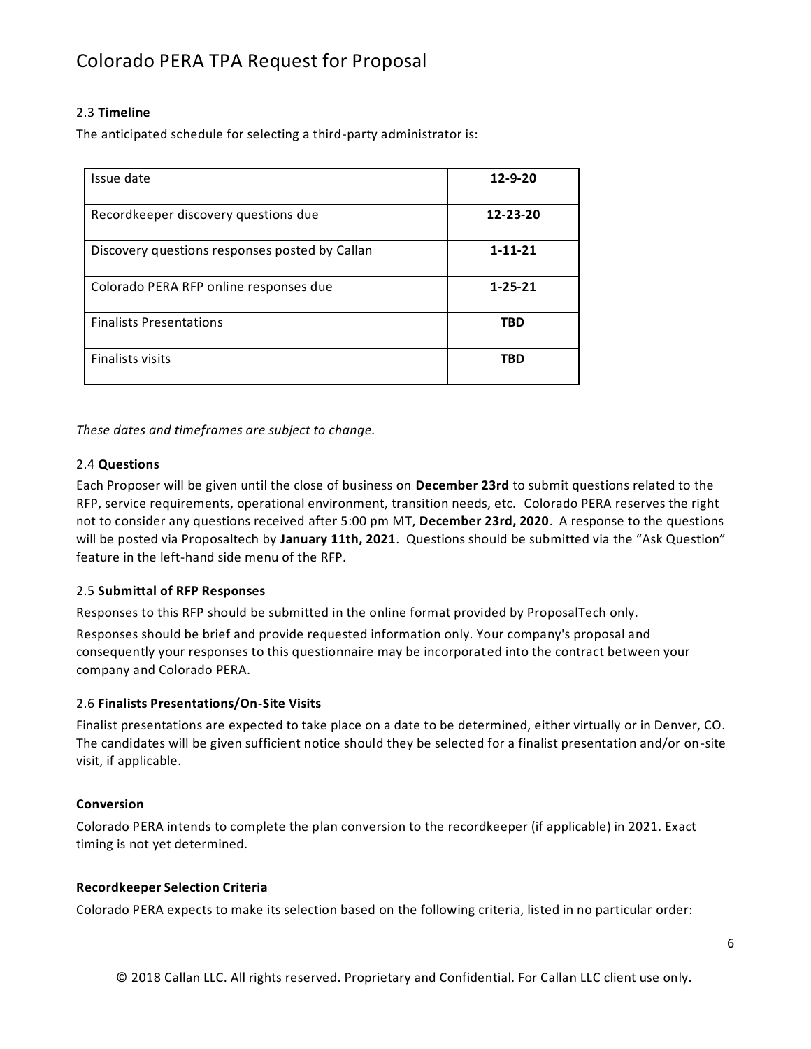### 2.3 **Timeline**

The anticipated schedule for selecting a third-party administrator is:

| Issue date | **12-9-20** |
|---|---|
| Recordkeeper discovery questions due | **12-23-20** |
| Discovery questions responses posted by Callan | **1-11-21** |
| Colorado PERA RFP online responses due | **1-25-21** |
| Finalists Presentations | **TBD** |
| Finalists visits | **TBD** |

*These dates and timeframes are subject to change.*

### 2.4 **Questions**

Each Proposer will be given until the close of business on **December 23rd** to submit questions related to the RFP, service requirements, operational environment, transition needs, etc. Colorado PERA reserves the right not to consider any questions received after 5:00 pm MT, **December 23rd, 2020**. A response to the questions will be posted via Proposaltech by **January 11th, 2021**. Questions should be submitted via the "Ask Question" feature in the left-hand side menu of the RFP.

### 2.5 **Submittal of RFP Responses**

Responses to this RFP should be submitted in the online format provided by ProposalTech only.

Responses should be brief and provide requested information only. Your company's proposal and consequently your responses to this questionnaire may be incorporated into the contract between your company and Colorado PERA.

### 2.6 **Finalists Presentations/On-Site Visits**

Finalist presentations are expected to take place on a date to be determined, either virtually or in Denver, CO. The candidates will be given sufficient notice should they be selected for a finalist presentation and/or on-site visit, if applicable.

**Conversion**

Colorado PERA intends to complete the plan conversion to the recordkeeper (if applicable) in 2021. Exact timing is not yet determined.

**Recordkeeper Selection Criteria**

Colorado PERA expects to make its selection based on the following criteria, listed in no particular order: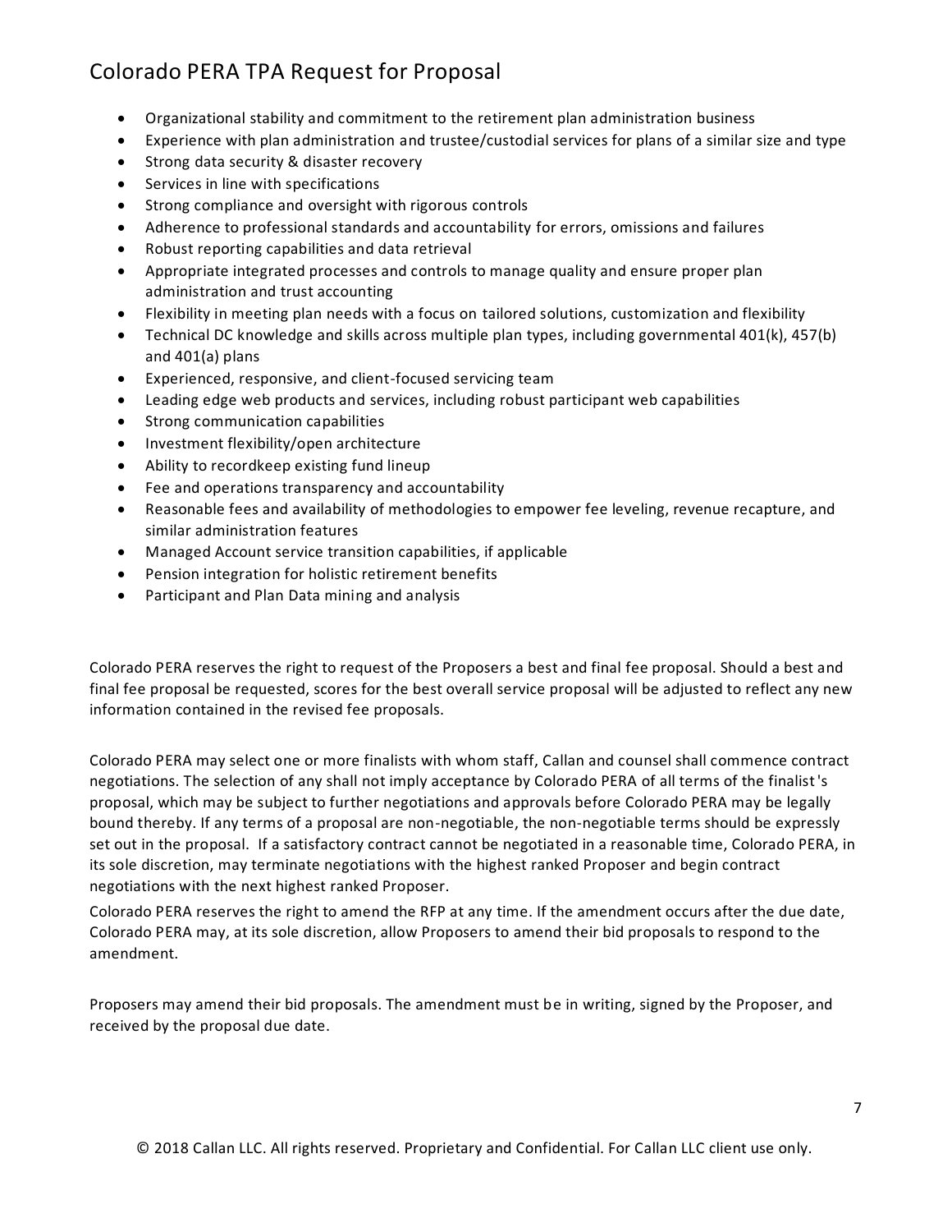- Organizational stability and commitment to the retirement plan administration business
- Experience with plan administration and trustee/custodial services for plans of a similar size and type
- Strong data security & disaster recovery
- Services in line with specifications
- Strong compliance and oversight with rigorous controls
- Adherence to professional standards and accountability for errors, omissions and failures
- Robust reporting capabilities and data retrieval
- Appropriate integrated processes and controls to manage quality and ensure proper plan administration and trust accounting
- Flexibility in meeting plan needs with a focus on tailored solutions, customization and flexibility
- Technical DC knowledge and skills across multiple plan types, including governmental 401(k), 457(b) and 401(a) plans
- Experienced, responsive, and client-focused servicing team
- Leading edge web products and services, including robust participant web capabilities
- Strong communication capabilities
- Investment flexibility/open architecture
- Ability to recordkeep existing fund lineup
- Fee and operations transparency and accountability
- Reasonable fees and availability of methodologies to empower fee leveling, revenue recapture, and similar administration features
- Managed Account service transition capabilities, if applicable
- Pension integration for holistic retirement benefits
- Participant and Plan Data mining and analysis

Colorado PERA reserves the right to request of the Proposers a best and final fee proposal. Should a best and final fee proposal be requested, scores for the best overall service proposal will be adjusted to reflect any new information contained in the revised fee proposals.

Colorado PERA may select one or more finalists with whom staff, Callan and counsel shall commence contract negotiations. The selection of any shall not imply acceptance by Colorado PERA of all terms of the finalist's proposal, which may be subject to further negotiations and approvals before Colorado PERA may be legally bound thereby. If any terms of a proposal are non-negotiable, the non-negotiable terms should be expressly set out in the proposal. If a satisfactory contract cannot be negotiated in a reasonable time, Colorado PERA, in its sole discretion, may terminate negotiations with the highest ranked Proposer and begin contract negotiations with the next highest ranked Proposer.

Colorado PERA reserves the right to amend the RFP at any time. If the amendment occurs after the due date, Colorado PERA may, at its sole discretion, allow Proposers to amend their bid proposals to respond to the amendment.

Proposers may amend their bid proposals. The amendment must be in writing, signed by the Proposer, and received by the proposal due date.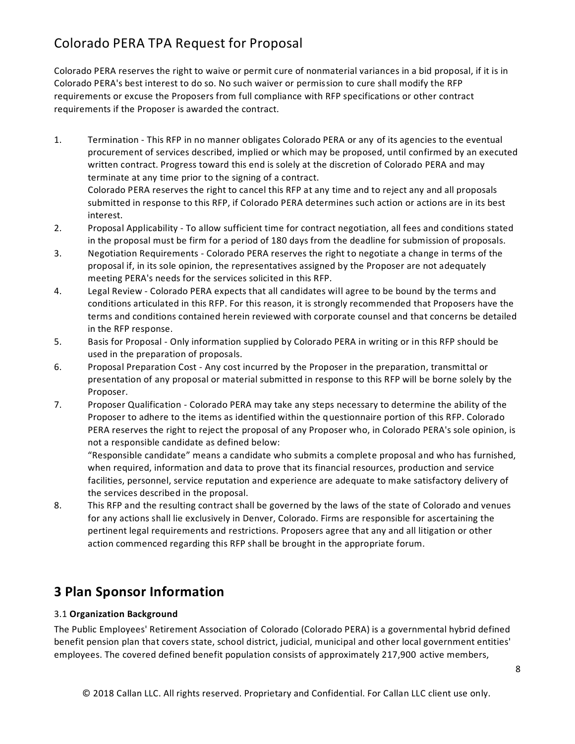Colorado PERA reserves the right to waive or permit cure of nonmaterial variances in a bid proposal, if it is in Colorado PERA's best interest to do so. No such waiver or permission to cure shall modify the RFP requirements or excuse the Proposers from full compliance with RFP specifications or other contract requirements if the Proposer is awarded the contract.

1. Termination - This RFP in no manner obligates Colorado PERA or any of its agencies to the eventual procurement of services described, implied or which may be proposed, until confirmed by an executed written contract. Progress toward this end is solely at the discretion of Colorado PERA and may terminate at any time prior to the signing of a contract.
   Colorado PERA reserves the right to cancel this RFP at any time and to reject any and all proposals submitted in response to this RFP, if Colorado PERA determines such action or actions are in its best interest.
2. Proposal Applicability - To allow sufficient time for contract negotiation, all fees and conditions stated in the proposal must be firm for a period of 180 days from the deadline for submission of proposals.
3. Negotiation Requirements - Colorado PERA reserves the right to negotiate a change in terms of the proposal if, in its sole opinion, the representatives assigned by the Proposer are not adequately meeting PERA's needs for the services solicited in this RFP.
4. Legal Review - Colorado PERA expects that all candidates will agree to be bound by the terms and conditions articulated in this RFP. For this reason, it is strongly recommended that Proposers have the terms and conditions contained herein reviewed with corporate counsel and that concerns be detailed in the RFP response.
5. Basis for Proposal - Only information supplied by Colorado PERA in writing or in this RFP should be used in the preparation of proposals.
6. Proposal Preparation Cost - Any cost incurred by the Proposer in the preparation, transmittal or presentation of any proposal or material submitted in response to this RFP will be borne solely by the Proposer.
7. Proposer Qualification - Colorado PERA may take any steps necessary to determine the ability of the Proposer to adhere to the items as identified within the questionnaire portion of this RFP. Colorado PERA reserves the right to reject the proposal of any Proposer who, in Colorado PERA's sole opinion, is not a responsible candidate as defined below:
   "Responsible candidate" means a candidate who submits a complete proposal and who has furnished, when required, information and data to prove that its financial resources, production and service facilities, personnel, service reputation and experience are adequate to make satisfactory delivery of the services described in the proposal.
8. This RFP and the resulting contract shall be governed by the laws of the state of Colorado and venues for any actions shall lie exclusively in Denver, Colorado. Firms are responsible for ascertaining the pertinent legal requirements and restrictions. Proposers agree that any and all litigation or other action commenced regarding this RFP shall be brought in the appropriate forum.

## 3 Plan Sponsor Information

### 3.1 Organization Background

The Public Employees' Retirement Association of Colorado (Colorado PERA) is a governmental hybrid defined benefit pension plan that covers state, school district, judicial, municipal and other local government entities' employees. The covered defined benefit population consists of approximately 217,900 active members,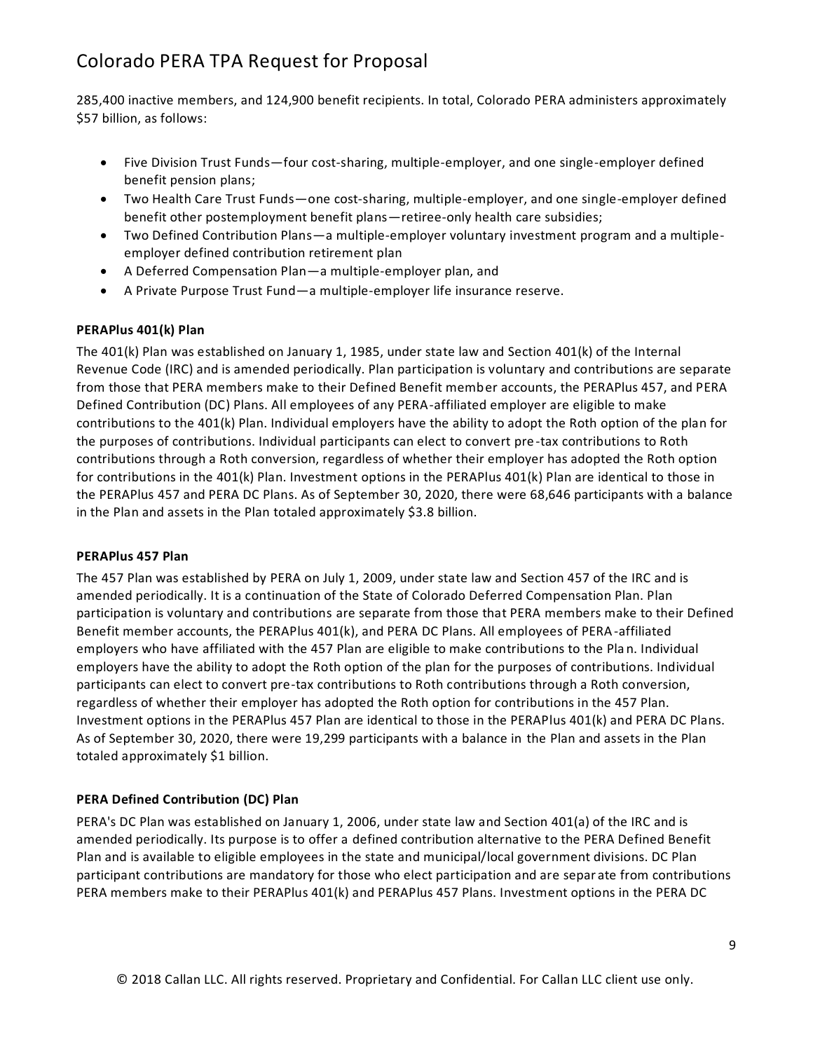285,400 inactive members, and 124,900 benefit recipients. In total, Colorado PERA administers approximately $57 billion, as follows:

- Five Division Trust Funds—four cost-sharing, multiple-employer, and one single-employer defined benefit pension plans;
- Two Health Care Trust Funds—one cost-sharing, multiple-employer, and one single-employer defined benefit other postemployment benefit plans—retiree-only health care subsidies;
- Two Defined Contribution Plans—a multiple-employer voluntary investment program and a multiple-employer defined contribution retirement plan
- A Deferred Compensation Plan—a multiple-employer plan, and
- A Private Purpose Trust Fund—a multiple-employer life insurance reserve.

**PERAPlus 401(k) Plan**

The 401(k) Plan was established on January 1, 1985, under state law and Section 401(k) of the Internal Revenue Code (IRC) and is amended periodically. Plan participation is voluntary and contributions are separate from those that PERA members make to their Defined Benefit member accounts, the PERAPlus 457, and PERA Defined Contribution (DC) Plans. All employees of any PERA-affiliated employer are eligible to make contributions to the 401(k) Plan. Individual employers have the ability to adopt the Roth option of the plan for the purposes of contributions. Individual participants can elect to convert pre-tax contributions to Roth contributions through a Roth conversion, regardless of whether their employer has adopted the Roth option for contributions in the 401(k) Plan. Investment options in the PERAPlus 401(k) Plan are identical to those in the PERAPlus 457 and PERA DC Plans. As of September 30, 2020, there were 68,646 participants with a balance in the Plan and assets in the Plan totaled approximately $3.8 billion.

**PERAPlus 457 Plan**

The 457 Plan was established by PERA on July 1, 2009, under state law and Section 457 of the IRC and is amended periodically. It is a continuation of the State of Colorado Deferred Compensation Plan. Plan participation is voluntary and contributions are separate from those that PERA members make to their Defined Benefit member accounts, the PERAPlus 401(k), and PERA DC Plans. All employees of PERA-affiliated employers who have affiliated with the 457 Plan are eligible to make contributions to the Plan. Individual employers have the ability to adopt the Roth option of the plan for the purposes of contributions. Individual participants can elect to convert pre-tax contributions to Roth contributions through a Roth conversion, regardless of whether their employer has adopted the Roth option for contributions in the 457 Plan. Investment options in the PERAPlus 457 Plan are identical to those in the PERAPlus 401(k) and PERA DC Plans. As of September 30, 2020, there were 19,299 participants with a balance in the Plan and assets in the Plan totaled approximately $1 billion.

**PERA Defined Contribution (DC) Plan**

PERA's DC Plan was established on January 1, 2006, under state law and Section 401(a) of the IRC and is amended periodically. Its purpose is to offer a defined contribution alternative to the PERA Defined Benefit Plan and is available to eligible employees in the state and municipal/local government divisions. DC Plan participant contributions are mandatory for those who elect participation and are separate from contributions PERA members make to their PERAPlus 401(k) and PERAPlus 457 Plans. Investment options in the PERA DC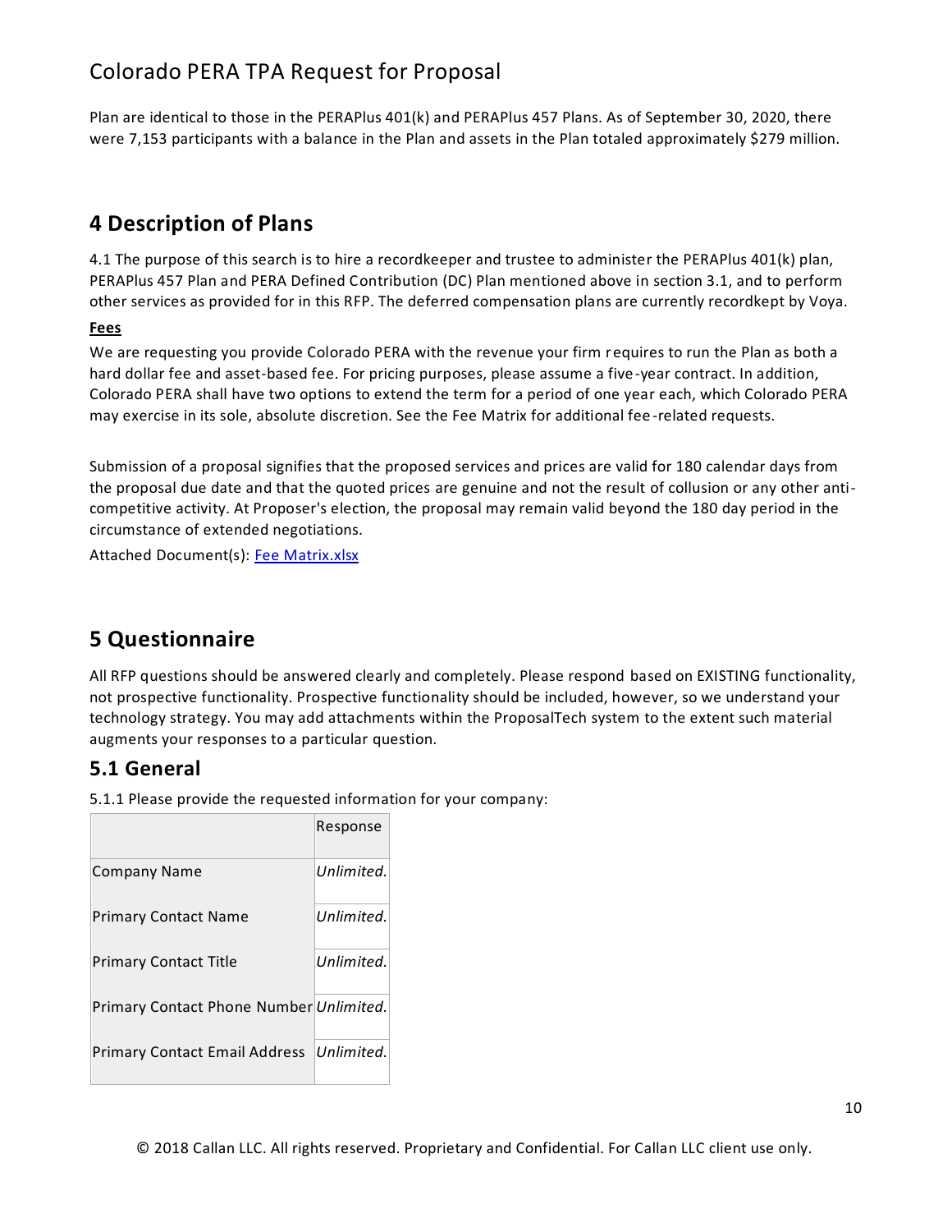Plan are identical to those in the PERAPlus 401(k) and PERAPlus 457 Plans. As of September 30, 2020, there were 7,153 participants with a balance in the Plan and assets in the Plan totaled approximately $279 million.

## 4 Description of Plans

4.1 The purpose of this search is to hire a recordkeeper and trustee to administer the PERAPlus 401(k) plan, PERAPlus 457 Plan and PERA Defined Contribution (DC) Plan mentioned above in section 3.1, and to perform other services as provided for in this RFP. The deferred compensation plans are currently recordkept by Voya.

**Fees**

We are requesting you provide Colorado PERA with the revenue your firm requires to run the Plan as both a hard dollar fee and asset-based fee. For pricing purposes, please assume a five-year contract. In addition, Colorado PERA shall have two options to extend the term for a period of one year each, which Colorado PERA may exercise in its sole, absolute discretion. See the Fee Matrix for additional fee-related requests.

Submission of a proposal signifies that the proposed services and prices are valid for 180 calendar days from the proposal due date and that the quoted prices are genuine and not the result of collusion or any other anti-competitive activity. At Proposer's election, the proposal may remain valid beyond the 180 day period in the circumstance of extended negotiations.

Attached Document(s): Fee Matrix.xlsx

## 5 Questionnaire

All RFP questions should be answered clearly and completely. Please respond based on EXISTING functionality, not prospective functionality. Prospective functionality should be included, however, so we understand your technology strategy. You may add attachments within the ProposalTech system to the extent such material augments your responses to a particular question.

### 5.1 General

5.1.1 Please provide the requested information for your company:

| | Response |
|---|---|
| Company Name | *Unlimited.* |
| Primary Contact Name | *Unlimited.* |
| Primary Contact Title | *Unlimited.* |
| Primary Contact Phone Number | *Unlimited.* |
| Primary Contact Email Address | *Unlimited.* |

© 2018 Callan LLC. All rights reserved. Proprietary and Confidential. For Callan LLC client use only.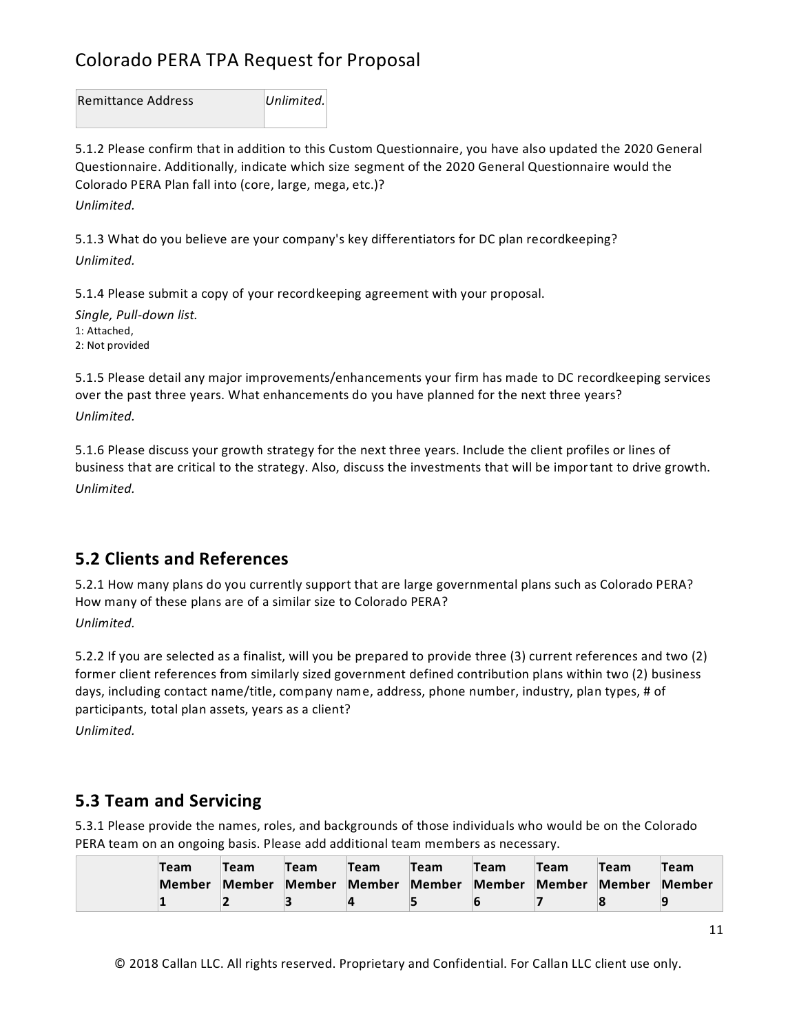| Remittance Address | *Unlimited.* |
|---|---|

5.1.2 Please confirm that in addition to this Custom Questionnaire, you have also updated the 2020 General Questionnaire. Additionally, indicate which size segment of the 2020 General Questionnaire would the Colorado PERA Plan fall into (core, large, mega, etc.)?

*Unlimited.*

5.1.3 What do you believe are your company's key differentiators for DC plan recordkeeping?

*Unlimited.*

5.1.4 Please submit a copy of your recordkeeping agreement with your proposal.

*Single, Pull-down list.*
1: Attached,
2: Not provided

5.1.5 Please detail any major improvements/enhancements your firm has made to DC recordkeeping services over the past three years. What enhancements do you have planned for the next three years?

*Unlimited.*

5.1.6 Please discuss your growth strategy for the next three years. Include the client profiles or lines of business that are critical to the strategy. Also, discuss the investments that will be important to drive growth.

*Unlimited.*

## 5.2 Clients and References

5.2.1 How many plans do you currently support that are large governmental plans such as Colorado PERA? How many of these plans are of a similar size to Colorado PERA?

*Unlimited.*

5.2.2 If you are selected as a finalist, will you be prepared to provide three (3) current references and two (2) former client references from similarly sized government defined contribution plans within two (2) business days, including contact name/title, company name, address, phone number, industry, plan types, # of participants, total plan assets, years as a client?

*Unlimited.*

## 5.3 Team and Servicing

5.3.1 Please provide the names, roles, and backgrounds of those individuals who would be on the Colorado PERA team on an ongoing basis. Please add additional team members as necessary.

| | **Team Member 1** | **Team Member 2** | **Team Member 3** | **Team Member 4** | **Team Member 5** | **Team Member 6** | **Team Member 7** | **Team Member 8** | **Team Member 9** |
|---|---|---|---|---|---|---|---|---|---|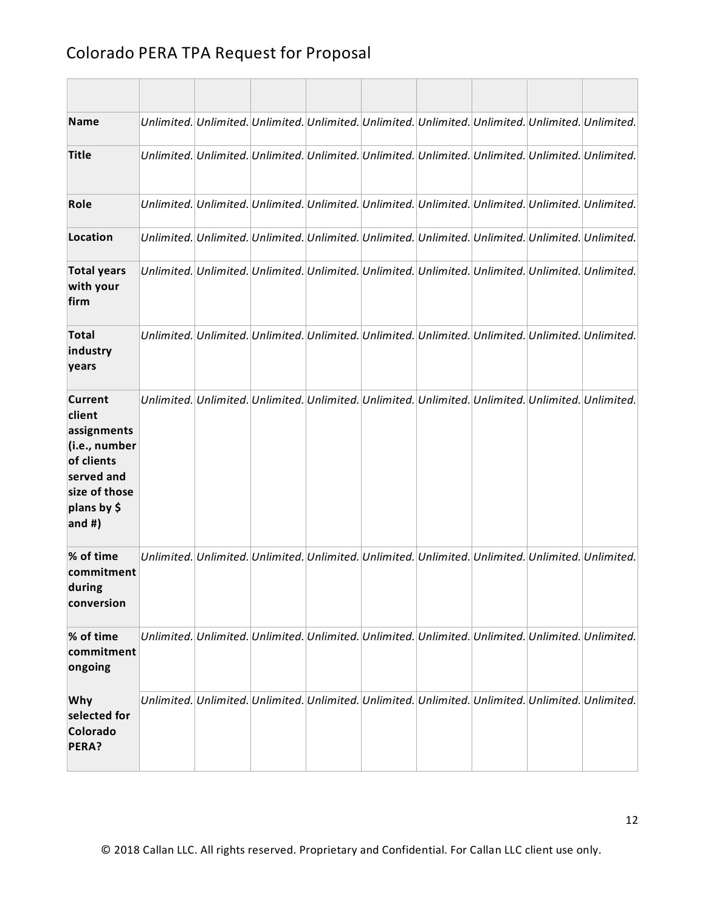| | | | | | | | | | |
|---|---|---|---|---|---|---|---|---|---|
| **Name** | *Unlimited.* | *Unlimited.* | *Unlimited.* | *Unlimited.* | *Unlimited.* | *Unlimited.* | *Unlimited.* | *Unlimited.* | *Unlimited.* |
| **Title** | *Unlimited.* | *Unlimited.* | *Unlimited.* | *Unlimited.* | *Unlimited.* | *Unlimited.* | *Unlimited.* | *Unlimited.* | *Unlimited.* |
| **Role** | *Unlimited.* | *Unlimited.* | *Unlimited.* | *Unlimited.* | *Unlimited.* | *Unlimited.* | *Unlimited.* | *Unlimited.* | *Unlimited.* |
| **Location** | *Unlimited.* | *Unlimited.* | *Unlimited.* | *Unlimited.* | *Unlimited.* | *Unlimited.* | *Unlimited.* | *Unlimited.* | *Unlimited.* |
| **Total years with your firm** | *Unlimited.* | *Unlimited.* | *Unlimited.* | *Unlimited.* | *Unlimited.* | *Unlimited.* | *Unlimited.* | *Unlimited.* | *Unlimited.* |
| **Total industry years** | *Unlimited.* | *Unlimited.* | *Unlimited.* | *Unlimited.* | *Unlimited.* | *Unlimited.* | *Unlimited.* | *Unlimited.* | *Unlimited.* |
| **Current client assignments (i.e., number of clients served and size of those plans by $ and #)** | *Unlimited.* | *Unlimited.* | *Unlimited.* | *Unlimited.* | *Unlimited.* | *Unlimited.* | *Unlimited.* | *Unlimited.* | *Unlimited.* |
| **% of time commitment during conversion** | *Unlimited.* | *Unlimited.* | *Unlimited.* | *Unlimited.* | *Unlimited.* | *Unlimited.* | *Unlimited.* | *Unlimited.* | *Unlimited.* |
| **% of time commitment ongoing** | *Unlimited.* | *Unlimited.* | *Unlimited.* | *Unlimited.* | *Unlimited.* | *Unlimited.* | *Unlimited.* | *Unlimited.* | *Unlimited.* |
| **Why selected for Colorado PERA?** | *Unlimited.* | *Unlimited.* | *Unlimited.* | *Unlimited.* | *Unlimited.* | *Unlimited.* | *Unlimited.* | *Unlimited.* | *Unlimited.* |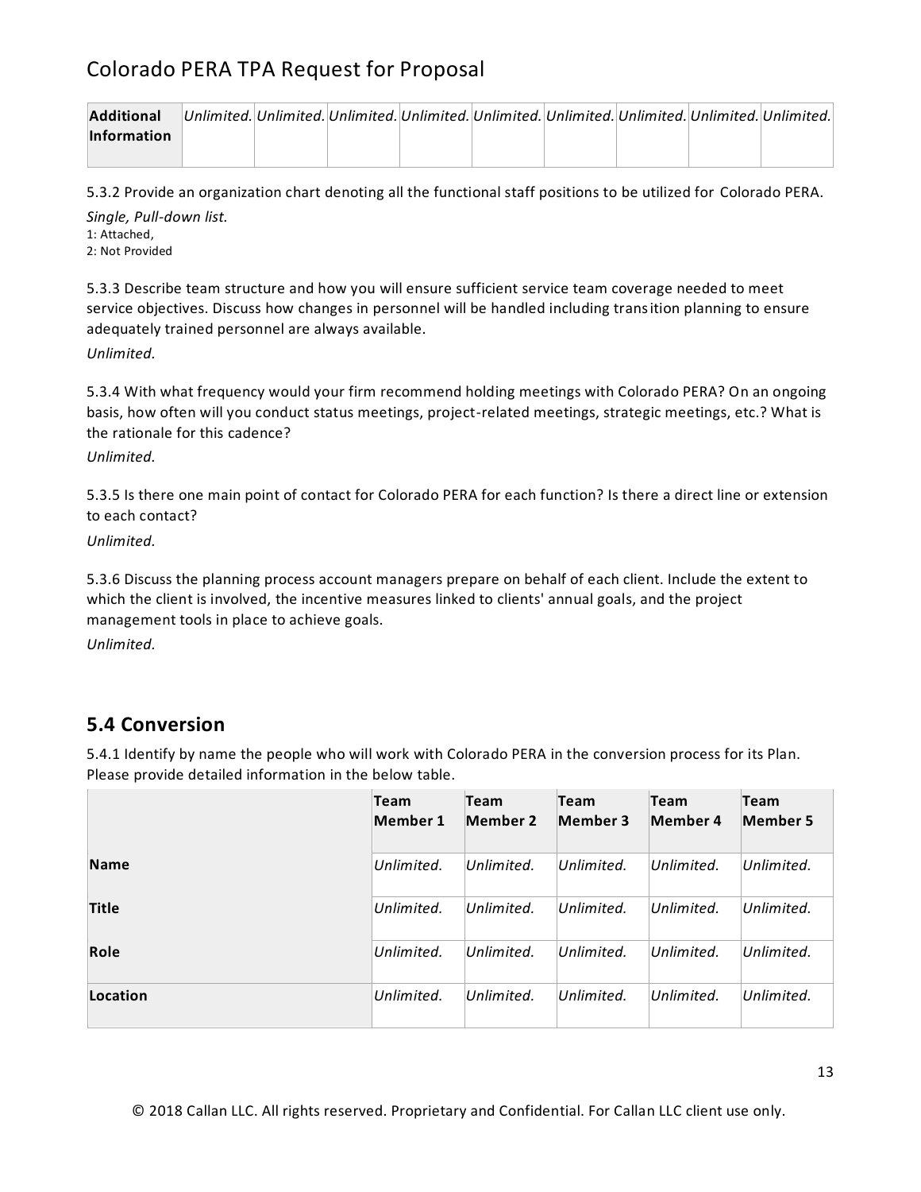| Additional Information | *Unlimited.* | *Unlimited.* | *Unlimited.* | *Unlimited.* | *Unlimited.* | *Unlimited.* | *Unlimited.* | *Unlimited.* | *Unlimited.* |
|---|---|---|---|---|---|---|---|---|---|

5.3.2 Provide an organization chart denoting all the functional staff positions to be utilized for Colorado PERA.

*Single, Pull-down list.*

1: Attached,
2: Not Provided

5.3.3 Describe team structure and how you will ensure sufficient service team coverage needed to meet service objectives. Discuss how changes in personnel will be handled including transition planning to ensure adequately trained personnel are always available.

*Unlimited.*

5.3.4 With what frequency would your firm recommend holding meetings with Colorado PERA? On an ongoing basis, how often will you conduct status meetings, project-related meetings, strategic meetings, etc.? What is the rationale for this cadence?

*Unlimited.*

5.3.5 Is there one main point of contact for Colorado PERA for each function? Is there a direct line or extension to each contact?

*Unlimited.*

5.3.6 Discuss the planning process account managers prepare on behalf of each client. Include the extent to which the client is involved, the incentive measures linked to clients' annual goals, and the project management tools in place to achieve goals.

*Unlimited.*

## 5.4 Conversion

5.4.1 Identify by name the people who will work with Colorado PERA in the conversion process for its Plan. Please provide detailed information in the below table.

| | Team Member 1 | Team Member 2 | Team Member 3 | Team Member 4 | Team Member 5 |
|---|---|---|---|---|---|
| **Name** | *Unlimited.* | *Unlimited.* | *Unlimited.* | *Unlimited.* | *Unlimited.* |
| **Title** | *Unlimited.* | *Unlimited.* | *Unlimited.* | *Unlimited.* | *Unlimited.* |
| **Role** | *Unlimited.* | *Unlimited.* | *Unlimited.* | *Unlimited.* | *Unlimited.* |
| **Location** | *Unlimited.* | *Unlimited.* | *Unlimited.* | *Unlimited.* | *Unlimited.* |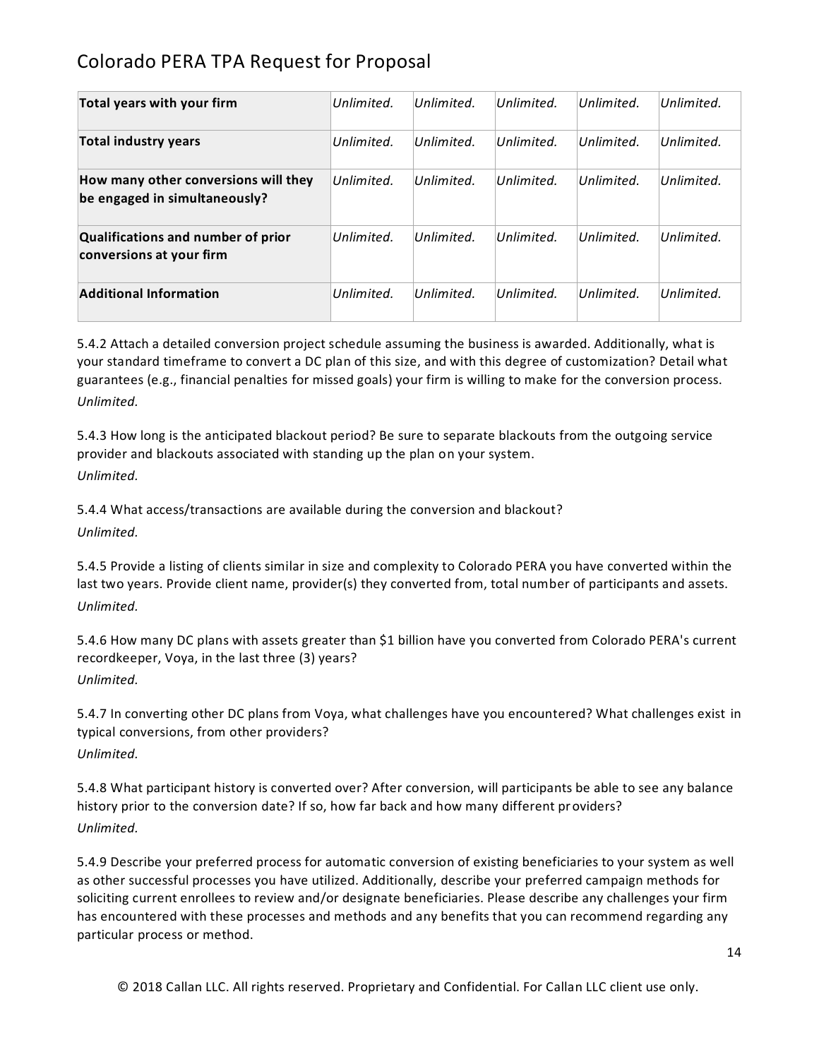| | | | | | |
|---|---|---|---|---|---|
| **Total years with your firm** | *Unlimited.* | *Unlimited.* | *Unlimited.* | *Unlimited.* | *Unlimited.* |
| **Total industry years** | *Unlimited.* | *Unlimited.* | *Unlimited.* | *Unlimited.* | *Unlimited.* |
| **How many other conversions will they be engaged in simultaneously?** | *Unlimited.* | *Unlimited.* | *Unlimited.* | *Unlimited.* | *Unlimited.* |
| **Qualifications and number of prior conversions at your firm** | *Unlimited.* | *Unlimited.* | *Unlimited.* | *Unlimited.* | *Unlimited.* |
| **Additional Information** | *Unlimited.* | *Unlimited.* | *Unlimited.* | *Unlimited.* | *Unlimited.* |

5.4.2 Attach a detailed conversion project schedule assuming the business is awarded. Additionally, what is your standard timeframe to convert a DC plan of this size, and with this degree of customization? Detail what guarantees (e.g., financial penalties for missed goals) your firm is willing to make for the conversion process.
*Unlimited.*

5.4.3 How long is the anticipated blackout period? Be sure to separate blackouts from the outgoing service provider and blackouts associated with standing up the plan on your system.
*Unlimited.*

5.4.4 What access/transactions are available during the conversion and blackout?
*Unlimited.*

5.4.5 Provide a listing of clients similar in size and complexity to Colorado PERA you have converted within the last two years. Provide client name, provider(s) they converted from, total number of participants and assets.
*Unlimited.*

5.4.6 How many DC plans with assets greater than $1 billion have you converted from Colorado PERA's current recordkeeper, Voya, in the last three (3) years?
*Unlimited.*

5.4.7 In converting other DC plans from Voya, what challenges have you encountered? What challenges exist in typical conversions, from other providers?
*Unlimited.*

5.4.8 What participant history is converted over? After conversion, will participants be able to see any balance history prior to the conversion date? If so, how far back and how many different providers?
*Unlimited.*

5.4.9 Describe your preferred process for automatic conversion of existing beneficiaries to your system as well as other successful processes you have utilized. Additionally, describe your preferred campaign methods for soliciting current enrollees to review and/or designate beneficiaries. Please describe any challenges your firm has encountered with these processes and methods and any benefits that you can recommend regarding any particular process or method.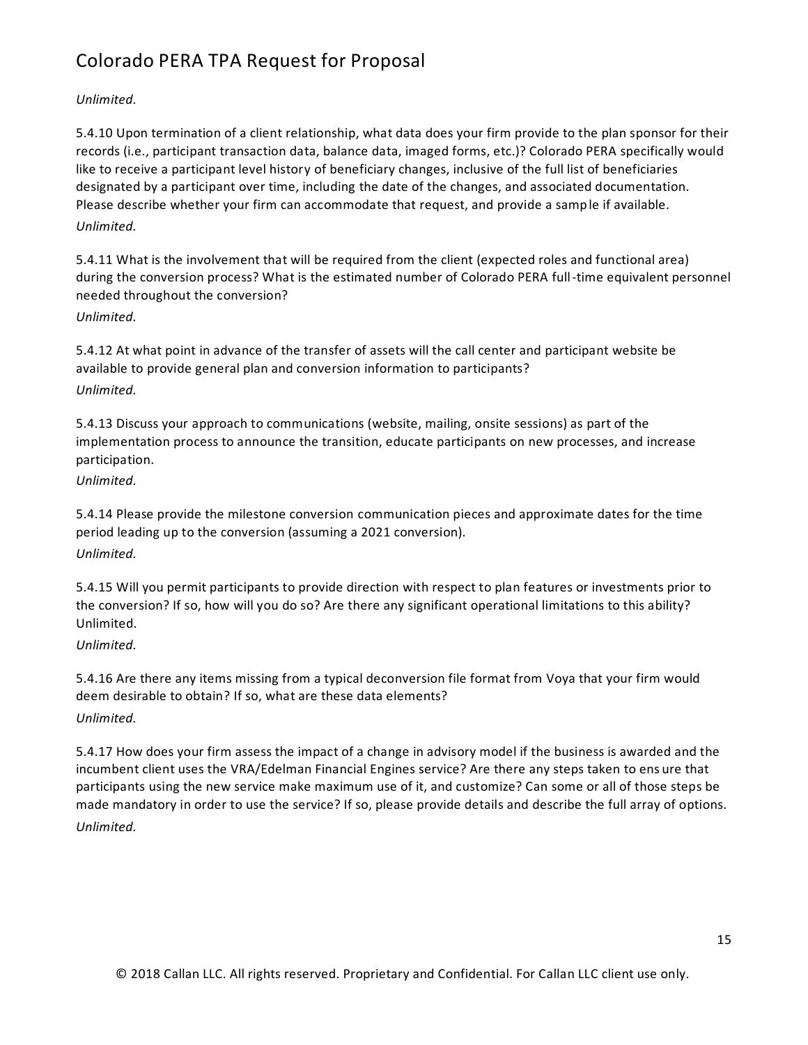*Unlimited.*

5.4.10 Upon termination of a client relationship, what data does your firm provide to the plan sponsor for their records (i.e., participant transaction data, balance data, imaged forms, etc.)? Colorado PERA specifically would like to receive a participant level history of beneficiary changes, inclusive of the full list of beneficiaries designated by a participant over time, including the date of the changes, and associated documentation. Please describe whether your firm can accommodate that request, and provide a sample if available.

*Unlimited.*

5.4.11 What is the involvement that will be required from the client (expected roles and functional area) during the conversion process? What is the estimated number of Colorado PERA full-time equivalent personnel needed throughout the conversion?

*Unlimited.*

5.4.12 At what point in advance of the transfer of assets will the call center and participant website be available to provide general plan and conversion information to participants?

*Unlimited.*

5.4.13 Discuss your approach to communications (website, mailing, onsite sessions) as part of the implementation process to announce the transition, educate participants on new processes, and increase participation.

*Unlimited.*

5.4.14 Please provide the milestone conversion communication pieces and approximate dates for the time period leading up to the conversion (assuming a 2021 conversion).

*Unlimited.*

5.4.15 Will you permit participants to provide direction with respect to plan features or investments prior to the conversion? If so, how will you do so? Are there any significant operational limitations to this ability? Unlimited.

*Unlimited.*

5.4.16 Are there any items missing from a typical deconversion file format from Voya that your firm would deem desirable to obtain? If so, what are these data elements?

*Unlimited.*

5.4.17 How does your firm assess the impact of a change in advisory model if the business is awarded and the incumbent client uses the VRA/Edelman Financial Engines service? Are there any steps taken to ensure that participants using the new service make maximum use of it, and customize? Can some or all of those steps be made mandatory in order to use the service? If so, please provide details and describe the full array of options.

*Unlimited.*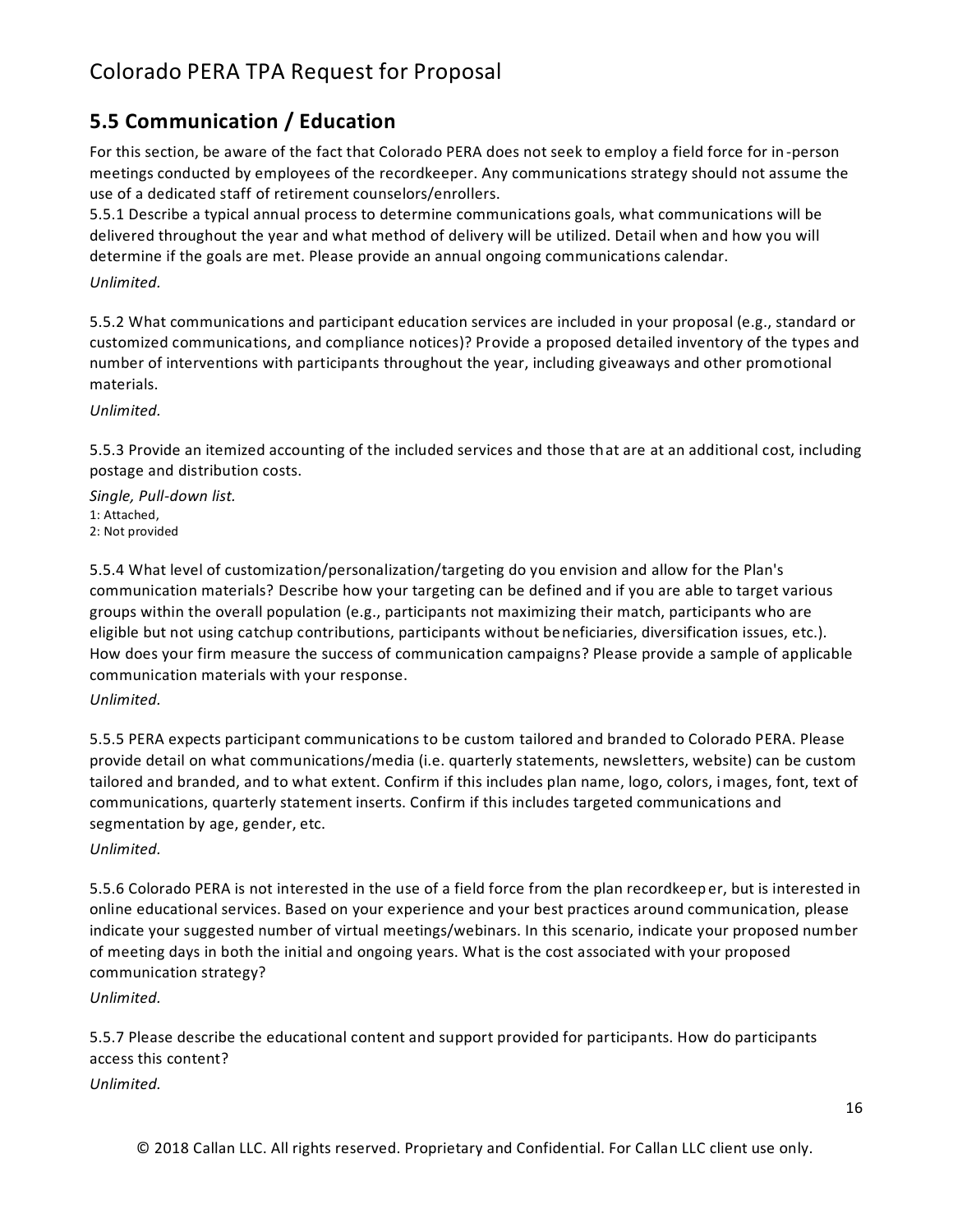## 5.5 Communication / Education

For this section, be aware of the fact that Colorado PERA does not seek to employ a field force for in-person meetings conducted by employees of the recordkeeper. Any communications strategy should not assume the use of a dedicated staff of retirement counselors/enrollers.

5.5.1 Describe a typical annual process to determine communications goals, what communications will be delivered throughout the year and what method of delivery will be utilized. Detail when and how you will determine if the goals are met. Please provide an annual ongoing communications calendar.

*Unlimited.*

5.5.2 What communications and participant education services are included in your proposal (e.g., standard or customized communications, and compliance notices)? Provide a proposed detailed inventory of the types and number of interventions with participants throughout the year, including giveaways and other promotional materials.

*Unlimited.*

5.5.3 Provide an itemized accounting of the included services and those that are at an additional cost, including postage and distribution costs.

*Single, Pull-down list.*
1: Attached,
2: Not provided

5.5.4 What level of customization/personalization/targeting do you envision and allow for the Plan's communication materials? Describe how your targeting can be defined and if you are able to target various groups within the overall population (e.g., participants not maximizing their match, participants who are eligible but not using catchup contributions, participants without beneficiaries, diversification issues, etc.). How does your firm measure the success of communication campaigns? Please provide a sample of applicable communication materials with your response.

*Unlimited.*

5.5.5 PERA expects participant communications to be custom tailored and branded to Colorado PERA. Please provide detail on what communications/media (i.e. quarterly statements, newsletters, website) can be custom tailored and branded, and to what extent. Confirm if this includes plan name, logo, colors, images, font, text of communications, quarterly statement inserts. Confirm if this includes targeted communications and segmentation by age, gender, etc.

*Unlimited.*

5.5.6 Colorado PERA is not interested in the use of a field force from the plan recordkeeper, but is interested in online educational services. Based on your experience and your best practices around communication, please indicate your suggested number of virtual meetings/webinars. In this scenario, indicate your proposed number of meeting days in both the initial and ongoing years. What is the cost associated with your proposed communication strategy?

*Unlimited.*

5.5.7 Please describe the educational content and support provided for participants. How do participants access this content?

*Unlimited.*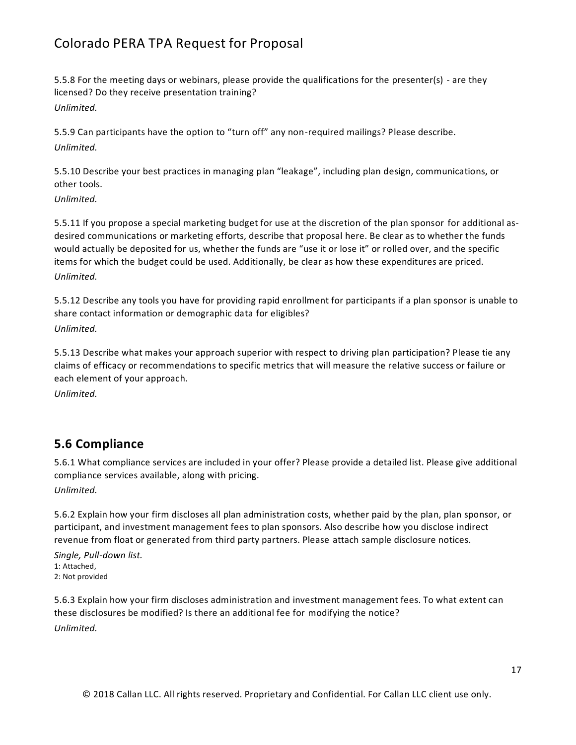5.5.8 For the meeting days or webinars, please provide the qualifications for the presenter(s) - are they licensed? Do they receive presentation training?

*Unlimited.*

5.5.9 Can participants have the option to "turn off" any non-required mailings? Please describe.

*Unlimited.*

5.5.10 Describe your best practices in managing plan "leakage", including plan design, communications, or other tools.

*Unlimited.*

5.5.11 If you propose a special marketing budget for use at the discretion of the plan sponsor for additional as-desired communications or marketing efforts, describe that proposal here. Be clear as to whether the funds would actually be deposited for us, whether the funds are "use it or lose it" or rolled over, and the specific items for which the budget could be used. Additionally, be clear as how these expenditures are priced.

*Unlimited.*

5.5.12 Describe any tools you have for providing rapid enrollment for participants if a plan sponsor is unable to share contact information or demographic data for eligibles?

*Unlimited.*

5.5.13 Describe what makes your approach superior with respect to driving plan participation? Please tie any claims of efficacy or recommendations to specific metrics that will measure the relative success or failure or each element of your approach.

*Unlimited.*

## 5.6 Compliance

5.6.1 What compliance services are included in your offer? Please provide a detailed list. Please give additional compliance services available, along with pricing.

*Unlimited.*

5.6.2 Explain how your firm discloses all plan administration costs, whether paid by the plan, plan sponsor, or participant, and investment management fees to plan sponsors. Also describe how you disclose indirect revenue from float or generated from third party partners. Please attach sample disclosure notices.

*Single, Pull-down list.*
1: Attached,
2: Not provided

5.6.3 Explain how your firm discloses administration and investment management fees. To what extent can these disclosures be modified? Is there an additional fee for modifying the notice?

*Unlimited.*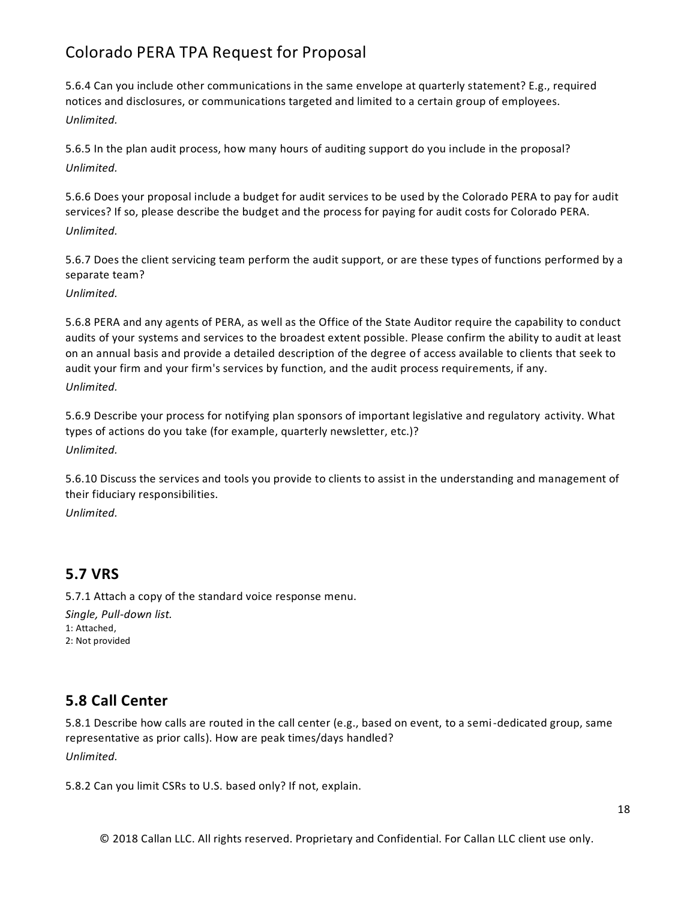5.6.4 Can you include other communications in the same envelope at quarterly statement? E.g., required notices and disclosures, or communications targeted and limited to a certain group of employees.
*Unlimited.*

5.6.5 In the plan audit process, how many hours of auditing support do you include in the proposal?
*Unlimited.*

5.6.6 Does your proposal include a budget for audit services to be used by the Colorado PERA to pay for audit services? If so, please describe the budget and the process for paying for audit costs for Colorado PERA.
*Unlimited.*

5.6.7 Does the client servicing team perform the audit support, or are these types of functions performed by a separate team?
*Unlimited.*

5.6.8 PERA and any agents of PERA, as well as the Office of the State Auditor require the capability to conduct audits of your systems and services to the broadest extent possible. Please confirm the ability to audit at least on an annual basis and provide a detailed description of the degree of access available to clients that seek to audit your firm and your firm's services by function, and the audit process requirements, if any.
*Unlimited.*

5.6.9 Describe your process for notifying plan sponsors of important legislative and regulatory activity. What types of actions do you take (for example, quarterly newsletter, etc.)?
*Unlimited.*

5.6.10 Discuss the services and tools you provide to clients to assist in the understanding and management of their fiduciary responsibilities.
*Unlimited.*

## 5.7 VRS

5.7.1 Attach a copy of the standard voice response menu.
*Single, Pull-down list.*
1: Attached,
2: Not provided

## 5.8 Call Center

5.8.1 Describe how calls are routed in the call center (e.g., based on event, to a semi-dedicated group, same representative as prior calls). How are peak times/days handled?
*Unlimited.*

5.8.2 Can you limit CSRs to U.S. based only? If not, explain.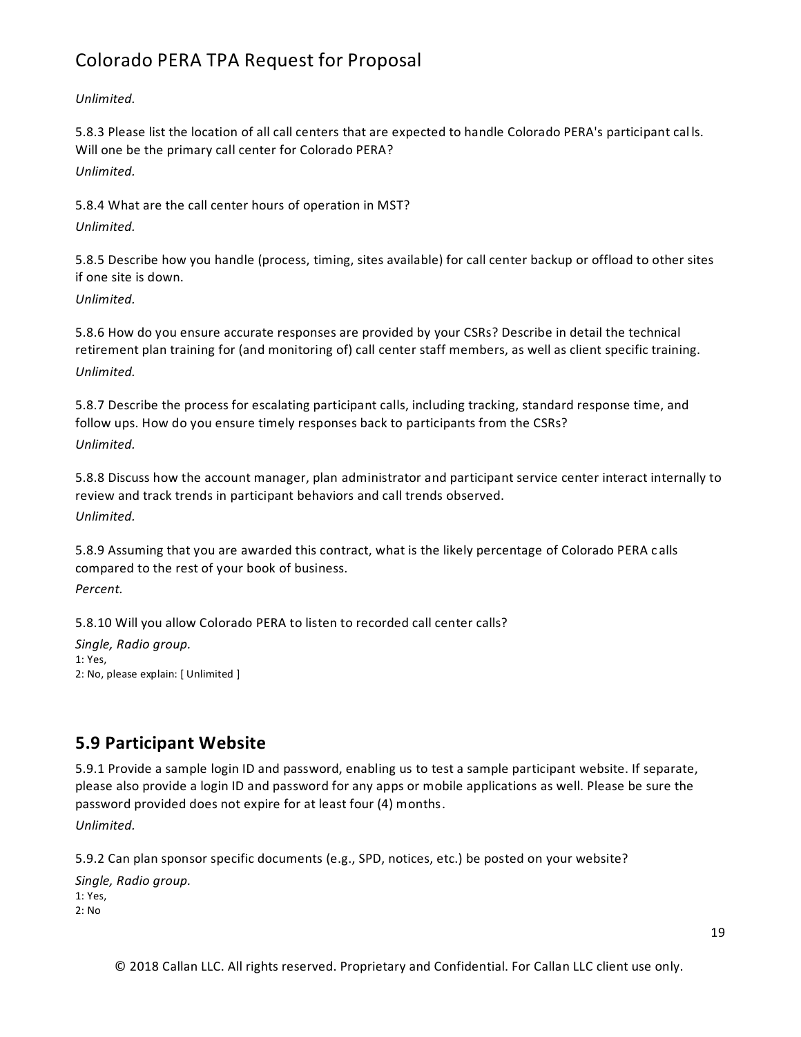*Unlimited.*

5.8.3 Please list the location of all call centers that are expected to handle Colorado PERA's participant calls. Will one be the primary call center for Colorado PERA?

*Unlimited.*

5.8.4 What are the call center hours of operation in MST?

*Unlimited.*

5.8.5 Describe how you handle (process, timing, sites available) for call center backup or offload to other sites if one site is down.

*Unlimited.*

5.8.6 How do you ensure accurate responses are provided by your CSRs? Describe in detail the technical retirement plan training for (and monitoring of) call center staff members, as well as client specific training.

*Unlimited.*

5.8.7 Describe the process for escalating participant calls, including tracking, standard response time, and follow ups. How do you ensure timely responses back to participants from the CSRs?

*Unlimited.*

5.8.8 Discuss how the account manager, plan administrator and participant service center interact internally to review and track trends in participant behaviors and call trends observed.

*Unlimited.*

5.8.9 Assuming that you are awarded this contract, what is the likely percentage of Colorado PERA calls compared to the rest of your book of business.

*Percent.*

5.8.10 Will you allow Colorado PERA to listen to recorded call center calls?

*Single, Radio group.*

1: Yes,

2: No, please explain: [ Unlimited ]

## 5.9 Participant Website

5.9.1 Provide a sample login ID and password, enabling us to test a sample participant website. If separate, please also provide a login ID and password for any apps or mobile applications as well. Please be sure the password provided does not expire for at least four (4) months.

*Unlimited.*

5.9.2 Can plan sponsor specific documents (e.g., SPD, notices, etc.) be posted on your website?

*Single, Radio group.*

1: Yes,

2: No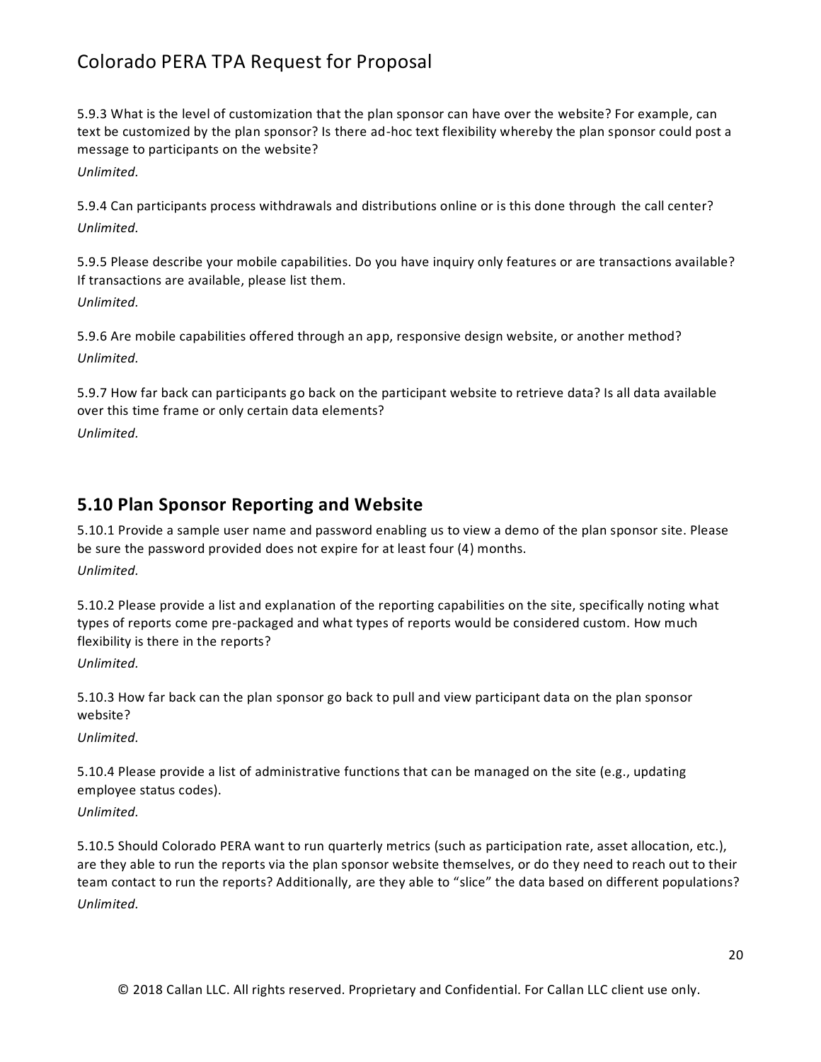5.9.3 What is the level of customization that the plan sponsor can have over the website? For example, can text be customized by the plan sponsor? Is there ad-hoc text flexibility whereby the plan sponsor could post a message to participants on the website?

*Unlimited.*

5.9.4 Can participants process withdrawals and distributions online or is this done through the call center?

*Unlimited.*

5.9.5 Please describe your mobile capabilities. Do you have inquiry only features or are transactions available? If transactions are available, please list them.

*Unlimited.*

5.9.6 Are mobile capabilities offered through an app, responsive design website, or another method?

*Unlimited.*

5.9.7 How far back can participants go back on the participant website to retrieve data? Is all data available over this time frame or only certain data elements?

*Unlimited.*

## 5.10 Plan Sponsor Reporting and Website

5.10.1 Provide a sample user name and password enabling us to view a demo of the plan sponsor site. Please be sure the password provided does not expire for at least four (4) months.

*Unlimited.*

5.10.2 Please provide a list and explanation of the reporting capabilities on the site, specifically noting what types of reports come pre-packaged and what types of reports would be considered custom. How much flexibility is there in the reports?

*Unlimited.*

5.10.3 How far back can the plan sponsor go back to pull and view participant data on the plan sponsor website?

*Unlimited.*

5.10.4 Please provide a list of administrative functions that can be managed on the site (e.g., updating employee status codes).

*Unlimited.*

5.10.5 Should Colorado PERA want to run quarterly metrics (such as participation rate, asset allocation, etc.), are they able to run the reports via the plan sponsor website themselves, or do they need to reach out to their team contact to run the reports? Additionally, are they able to "slice" the data based on different populations?

*Unlimited.*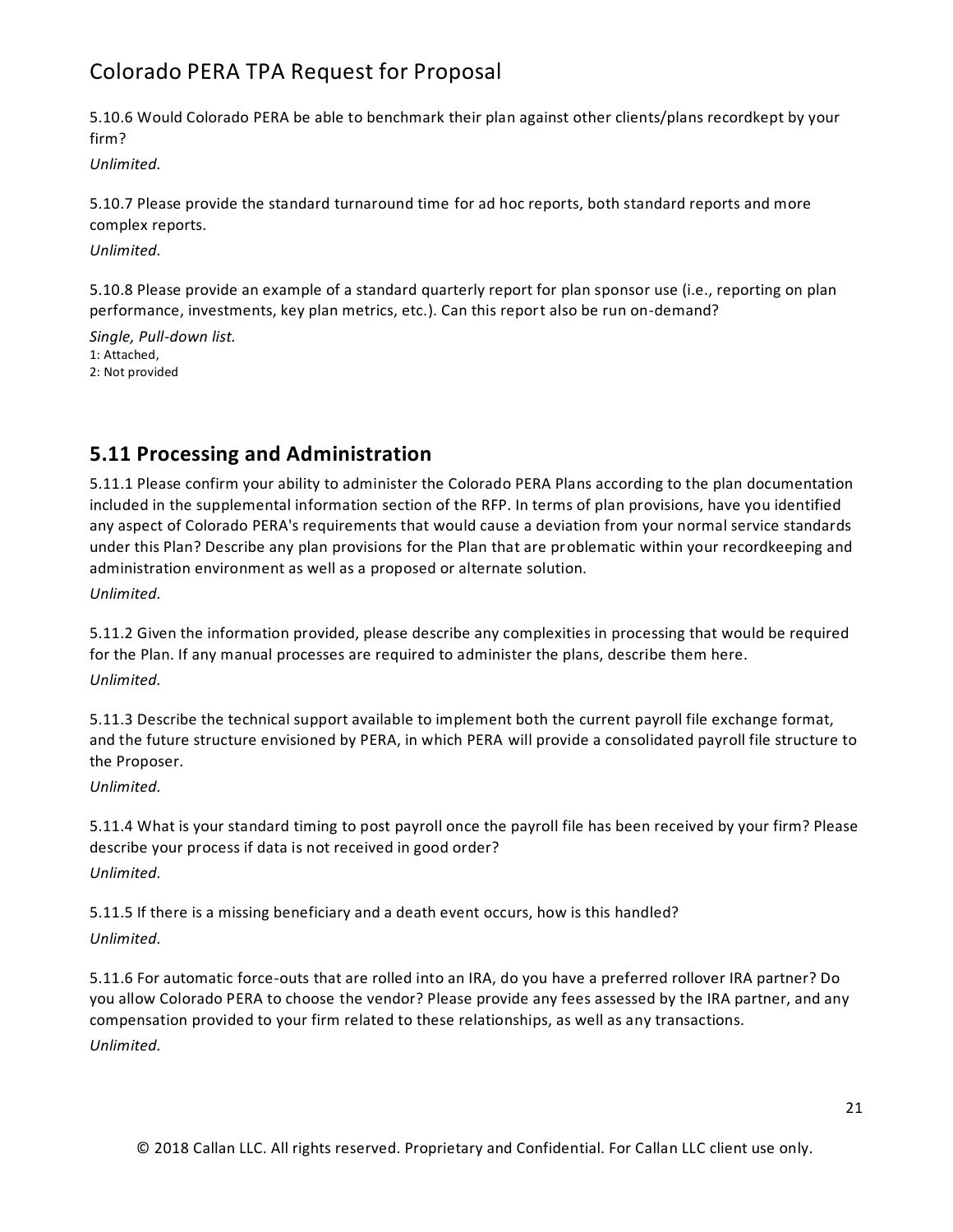5.10.6 Would Colorado PERA be able to benchmark their plan against other clients/plans recordkept by your firm?

*Unlimited.*

5.10.7 Please provide the standard turnaround time for ad hoc reports, both standard reports and more complex reports.

*Unlimited.*

5.10.8 Please provide an example of a standard quarterly report for plan sponsor use (i.e., reporting on plan performance, investments, key plan metrics, etc.). Can this report also be run on-demand?

*Single, Pull-down list.*
1: Attached,
2: Not provided

## 5.11 Processing and Administration

5.11.1 Please confirm your ability to administer the Colorado PERA Plans according to the plan documentation included in the supplemental information section of the RFP. In terms of plan provisions, have you identified any aspect of Colorado PERA's requirements that would cause a deviation from your normal service standards under this Plan? Describe any plan provisions for the Plan that are problematic within your recordkeeping and administration environment as well as a proposed or alternate solution.

*Unlimited.*

5.11.2 Given the information provided, please describe any complexities in processing that would be required for the Plan. If any manual processes are required to administer the plans, describe them here.

*Unlimited.*

5.11.3 Describe the technical support available to implement both the current payroll file exchange format, and the future structure envisioned by PERA, in which PERA will provide a consolidated payroll file structure to the Proposer.

*Unlimited.*

5.11.4 What is your standard timing to post payroll once the payroll file has been received by your firm? Please describe your process if data is not received in good order?

*Unlimited.*

5.11.5 If there is a missing beneficiary and a death event occurs, how is this handled?

*Unlimited.*

5.11.6 For automatic force-outs that are rolled into an IRA, do you have a preferred rollover IRA partner? Do you allow Colorado PERA to choose the vendor? Please provide any fees assessed by the IRA partner, and any compensation provided to your firm related to these relationships, as well as any transactions.

*Unlimited.*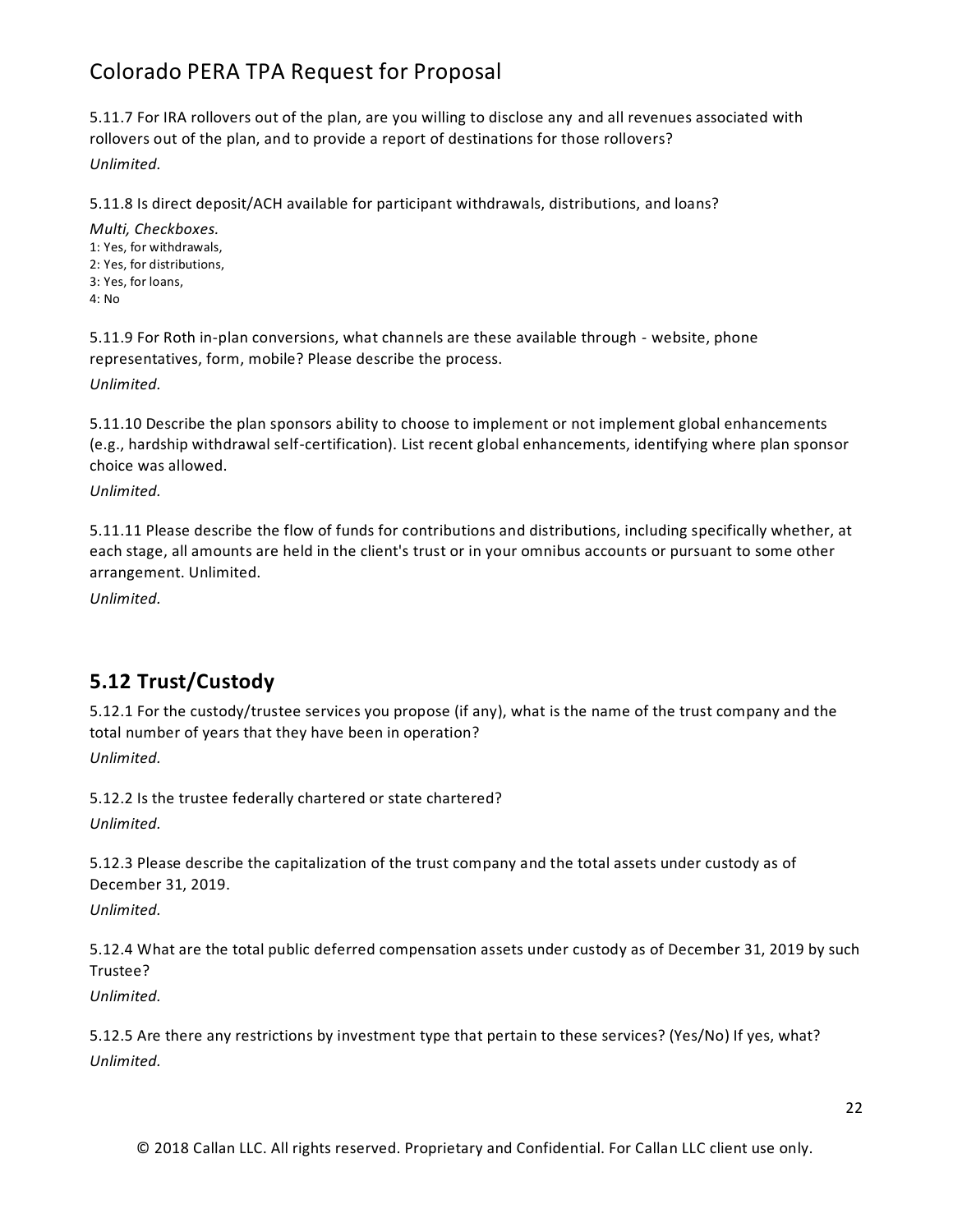5.11.7 For IRA rollovers out of the plan, are you willing to disclose any and all revenues associated with rollovers out of the plan, and to provide a report of destinations for those rollovers?

*Unlimited.*

5.11.8 Is direct deposit/ACH available for participant withdrawals, distributions, and loans?

*Multi, Checkboxes.*
1: Yes, for withdrawals,
2: Yes, for distributions,
3: Yes, for loans,
4: No

5.11.9 For Roth in-plan conversions, what channels are these available through - website, phone representatives, form, mobile? Please describe the process.

*Unlimited.*

5.11.10 Describe the plan sponsors ability to choose to implement or not implement global enhancements (e.g., hardship withdrawal self-certification). List recent global enhancements, identifying where plan sponsor choice was allowed.

*Unlimited.*

5.11.11 Please describe the flow of funds for contributions and distributions, including specifically whether, at each stage, all amounts are held in the client's trust or in your omnibus accounts or pursuant to some other arrangement. Unlimited.

*Unlimited.*

## 5.12 Trust/Custody

5.12.1 For the custody/trustee services you propose (if any), what is the name of the trust company and the total number of years that they have been in operation?

*Unlimited.*

5.12.2 Is the trustee federally chartered or state chartered?

*Unlimited.*

5.12.3 Please describe the capitalization of the trust company and the total assets under custody as of December 31, 2019.

*Unlimited.*

5.12.4 What are the total public deferred compensation assets under custody as of December 31, 2019 by such Trustee?

*Unlimited.*

5.12.5 Are there any restrictions by investment type that pertain to these services? (Yes/No) If yes, what?

*Unlimited.*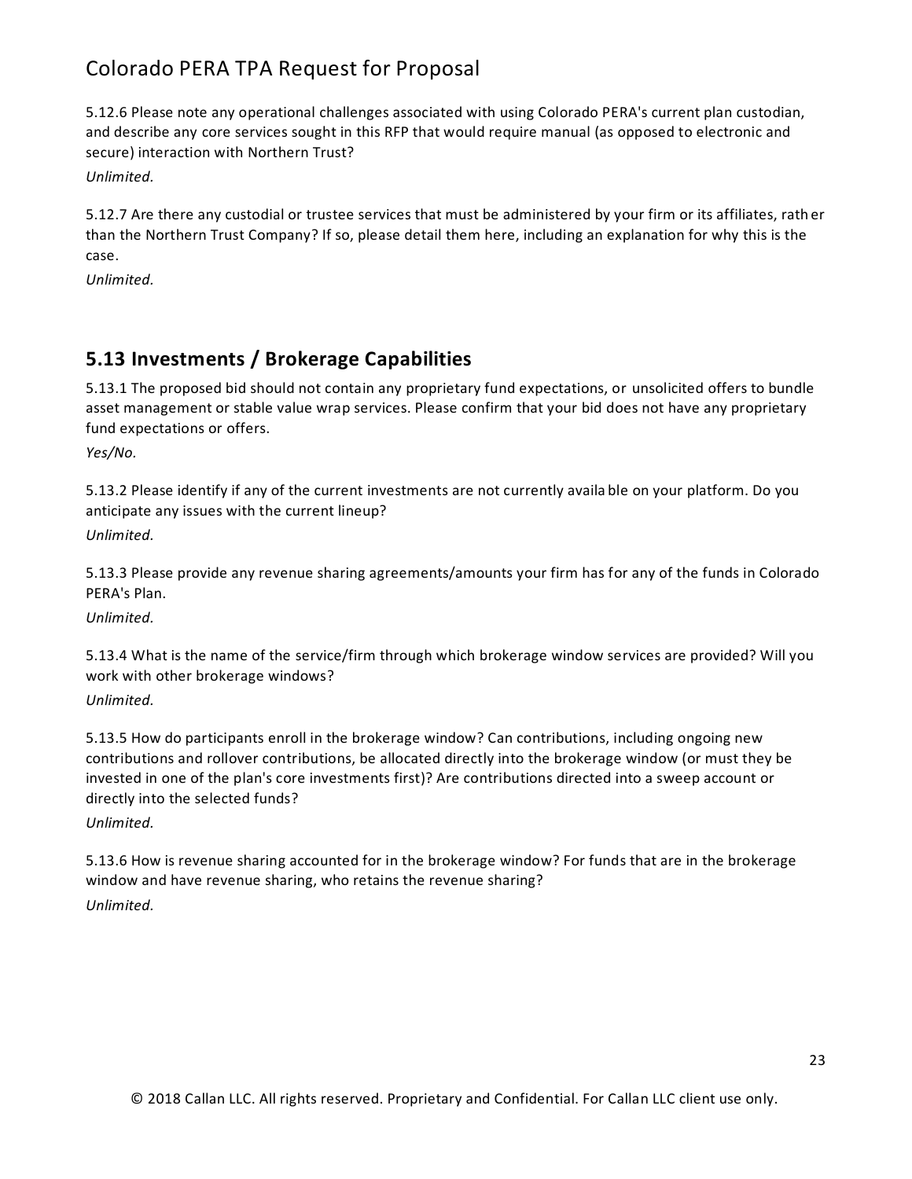5.12.6 Please note any operational challenges associated with using Colorado PERA's current plan custodian, and describe any core services sought in this RFP that would require manual (as opposed to electronic and secure) interaction with Northern Trust?

*Unlimited.*

5.12.7 Are there any custodial or trustee services that must be administered by your firm or its affiliates, rather than the Northern Trust Company? If so, please detail them here, including an explanation for why this is the case.

*Unlimited.*

## 5.13 Investments / Brokerage Capabilities

5.13.1 The proposed bid should not contain any proprietary fund expectations, or unsolicited offers to bundle asset management or stable value wrap services. Please confirm that your bid does not have any proprietary fund expectations or offers.

*Yes/No.*

5.13.2 Please identify if any of the current investments are not currently available on your platform. Do you anticipate any issues with the current lineup?

*Unlimited.*

5.13.3 Please provide any revenue sharing agreements/amounts your firm has for any of the funds in Colorado PERA's Plan.

*Unlimited.*

5.13.4 What is the name of the service/firm through which brokerage window services are provided? Will you work with other brokerage windows?

*Unlimited.*

5.13.5 How do participants enroll in the brokerage window? Can contributions, including ongoing new contributions and rollover contributions, be allocated directly into the brokerage window (or must they be invested in one of the plan's core investments first)? Are contributions directed into a sweep account or directly into the selected funds?

*Unlimited.*

5.13.6 How is revenue sharing accounted for in the brokerage window? For funds that are in the brokerage window and have revenue sharing, who retains the revenue sharing?

*Unlimited.*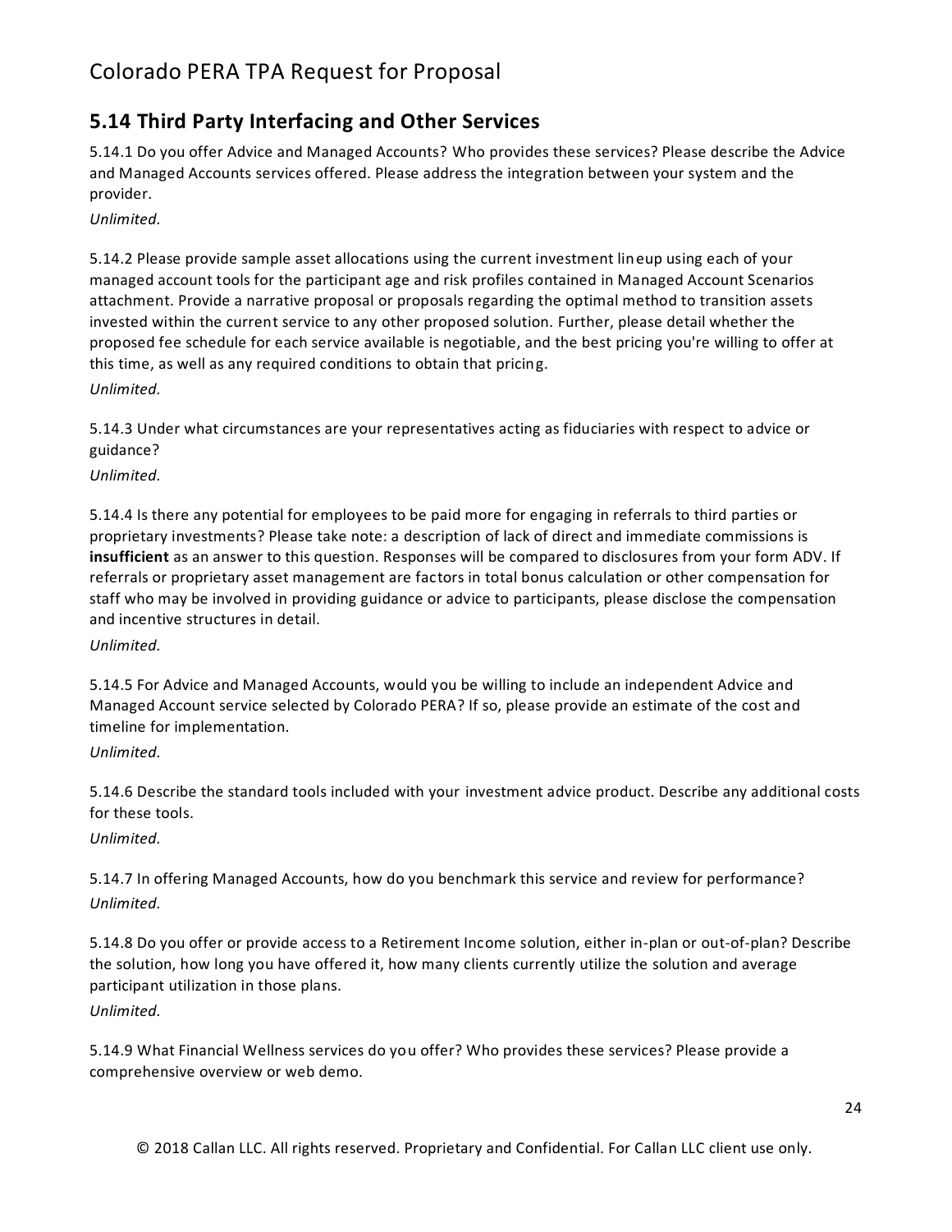## 5.14 Third Party Interfacing and Other Services

5.14.1 Do you offer Advice and Managed Accounts? Who provides these services? Please describe the Advice and Managed Accounts services offered. Please address the integration between your system and the provider.

*Unlimited.*

5.14.2 Please provide sample asset allocations using the current investment lineup using each of your managed account tools for the participant age and risk profiles contained in Managed Account Scenarios attachment. Provide a narrative proposal or proposals regarding the optimal method to transition assets invested within the current service to any other proposed solution. Further, please detail whether the proposed fee schedule for each service available is negotiable, and the best pricing you're willing to offer at this time, as well as any required conditions to obtain that pricing.

*Unlimited.*

5.14.3 Under what circumstances are your representatives acting as fiduciaries with respect to advice or guidance?

*Unlimited.*

5.14.4 Is there any potential for employees to be paid more for engaging in referrals to third parties or proprietary investments? Please take note: a description of lack of direct and immediate commissions is **insufficient** as an answer to this question. Responses will be compared to disclosures from your form ADV. If referrals or proprietary asset management are factors in total bonus calculation or other compensation for staff who may be involved in providing guidance or advice to participants, please disclose the compensation and incentive structures in detail.

*Unlimited.*

5.14.5 For Advice and Managed Accounts, would you be willing to include an independent Advice and Managed Account service selected by Colorado PERA? If so, please provide an estimate of the cost and timeline for implementation.

*Unlimited.*

5.14.6 Describe the standard tools included with your investment advice product. Describe any additional costs for these tools.

*Unlimited.*

5.14.7 In offering Managed Accounts, how do you benchmark this service and review for performance?

*Unlimited.*

5.14.8 Do you offer or provide access to a Retirement Income solution, either in-plan or out-of-plan? Describe the solution, how long you have offered it, how many clients currently utilize the solution and average participant utilization in those plans.

*Unlimited.*

5.14.9 What Financial Wellness services do you offer? Who provides these services? Please provide a comprehensive overview or web demo.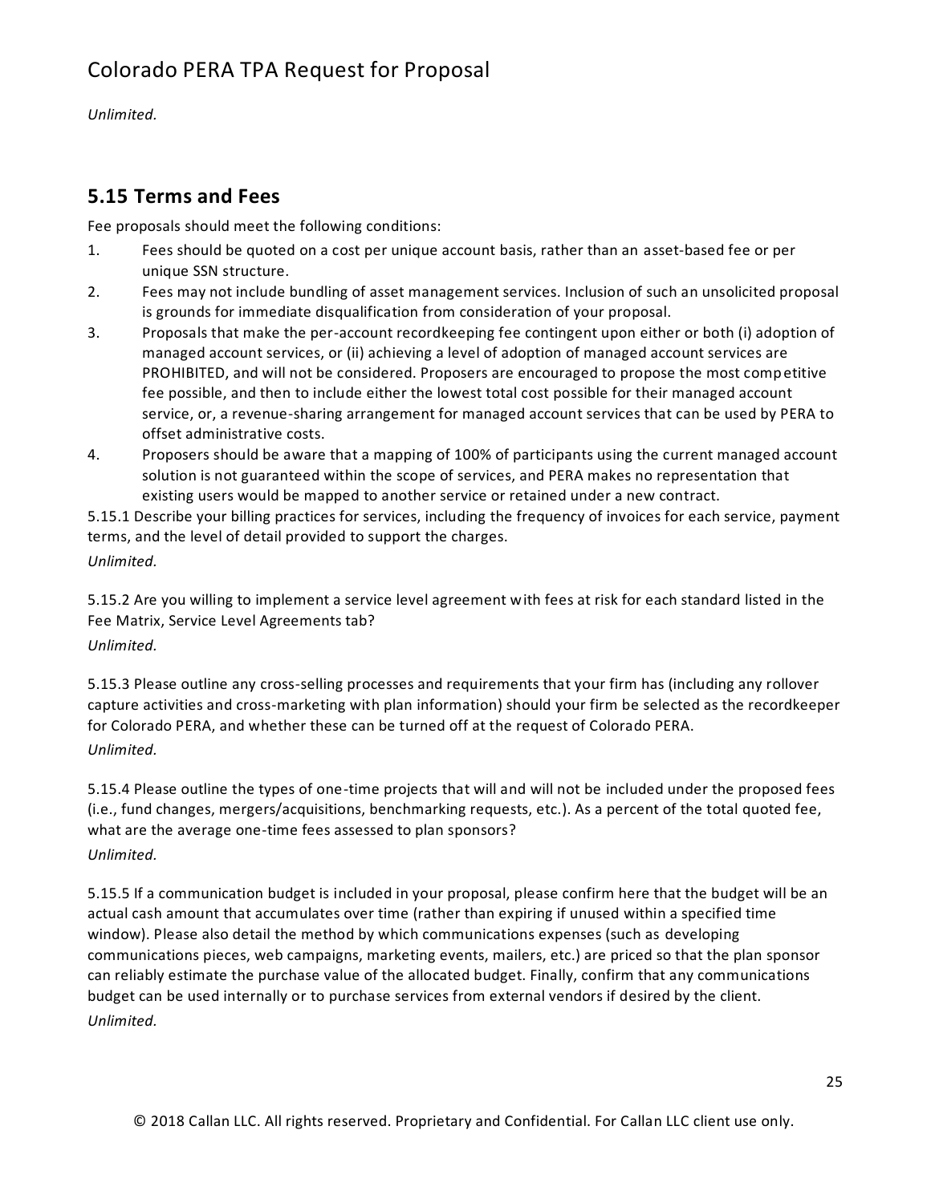*Unlimited.*

## 5.15 Terms and Fees

Fee proposals should meet the following conditions:

1. Fees should be quoted on a cost per unique account basis, rather than an asset-based fee or per unique SSN structure.
2. Fees may not include bundling of asset management services. Inclusion of such an unsolicited proposal is grounds for immediate disqualification from consideration of your proposal.
3. Proposals that make the per-account recordkeeping fee contingent upon either or both (i) adoption of managed account services, or (ii) achieving a level of adoption of managed account services are PROHIBITED, and will not be considered. Proposers are encouraged to propose the most competitive fee possible, and then to include either the lowest total cost possible for their managed account service, or, a revenue-sharing arrangement for managed account services that can be used by PERA to offset administrative costs.
4. Proposers should be aware that a mapping of 100% of participants using the current managed account solution is not guaranteed within the scope of services, and PERA makes no representation that existing users would be mapped to another service or retained under a new contract.

5.15.1 Describe your billing practices for services, including the frequency of invoices for each service, payment terms, and the level of detail provided to support the charges.

*Unlimited.*

5.15.2 Are you willing to implement a service level agreement with fees at risk for each standard listed in the Fee Matrix, Service Level Agreements tab?

*Unlimited.*

5.15.3 Please outline any cross-selling processes and requirements that your firm has (including any rollover capture activities and cross-marketing with plan information) should your firm be selected as the recordkeeper for Colorado PERA, and whether these can be turned off at the request of Colorado PERA.

*Unlimited.*

5.15.4 Please outline the types of one-time projects that will and will not be included under the proposed fees (i.e., fund changes, mergers/acquisitions, benchmarking requests, etc.). As a percent of the total quoted fee, what are the average one-time fees assessed to plan sponsors?

*Unlimited.*

5.15.5 If a communication budget is included in your proposal, please confirm here that the budget will be an actual cash amount that accumulates over time (rather than expiring if unused within a specified time window). Please also detail the method by which communications expenses (such as developing communications pieces, web campaigns, marketing events, mailers, etc.) are priced so that the plan sponsor can reliably estimate the purchase value of the allocated budget. Finally, confirm that any communications budget can be used internally or to purchase services from external vendors if desired by the client.

*Unlimited.*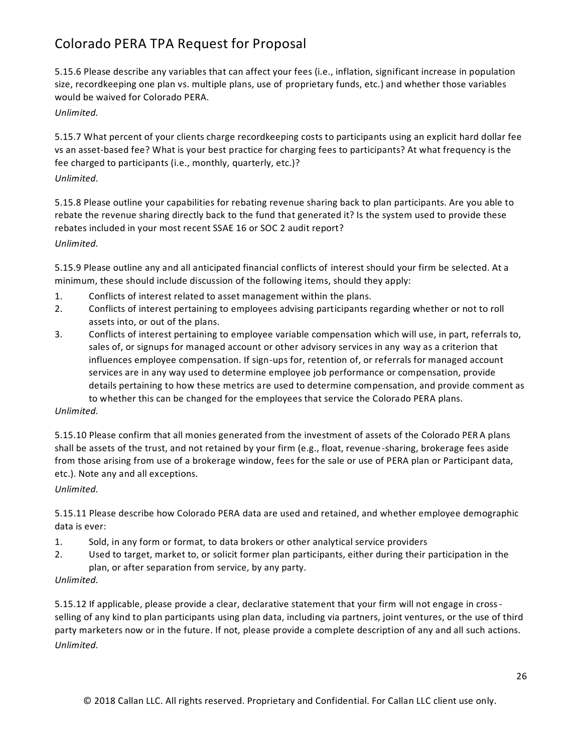5.15.6 Please describe any variables that can affect your fees (i.e., inflation, significant increase in population size, recordkeeping one plan vs. multiple plans, use of proprietary funds, etc.) and whether those variables would be waived for Colorado PERA.

*Unlimited.*

5.15.7 What percent of your clients charge recordkeeping costs to participants using an explicit hard dollar fee vs an asset-based fee? What is your best practice for charging fees to participants? At what frequency is the fee charged to participants (i.e., monthly, quarterly, etc.)?

*Unlimited.*

5.15.8 Please outline your capabilities for rebating revenue sharing back to plan participants. Are you able to rebate the revenue sharing directly back to the fund that generated it? Is the system used to provide these rebates included in your most recent SSAE 16 or SOC 2 audit report?

*Unlimited.*

5.15.9 Please outline any and all anticipated financial conflicts of interest should your firm be selected. At a minimum, these should include discussion of the following items, should they apply:

1. Conflicts of interest related to asset management within the plans.
2. Conflicts of interest pertaining to employees advising participants regarding whether or not to roll assets into, or out of the plans.
3. Conflicts of interest pertaining to employee variable compensation which will use, in part, referrals to, sales of, or signups for managed account or other advisory services in any way as a criterion that influences employee compensation. If sign-ups for, retention of, or referrals for managed account services are in any way used to determine employee job performance or compensation, provide details pertaining to how these metrics are used to determine compensation, and provide comment as to whether this can be changed for the employees that service the Colorado PERA plans.

*Unlimited.*

5.15.10 Please confirm that all monies generated from the investment of assets of the Colorado PERA plans shall be assets of the trust, and not retained by your firm (e.g., float, revenue-sharing, brokerage fees aside from those arising from use of a brokerage window, fees for the sale or use of PERA plan or Participant data, etc.). Note any and all exceptions.

*Unlimited.*

5.15.11 Please describe how Colorado PERA data are used and retained, and whether employee demographic data is ever:

1. Sold, in any form or format, to data brokers or other analytical service providers
2. Used to target, market to, or solicit former plan participants, either during their participation in the plan, or after separation from service, by any party.

*Unlimited.*

5.15.12 If applicable, please provide a clear, declarative statement that your firm will not engage in cross-selling of any kind to plan participants using plan data, including via partners, joint ventures, or the use of third party marketers now or in the future. If not, please provide a complete description of any and all such actions.

*Unlimited.*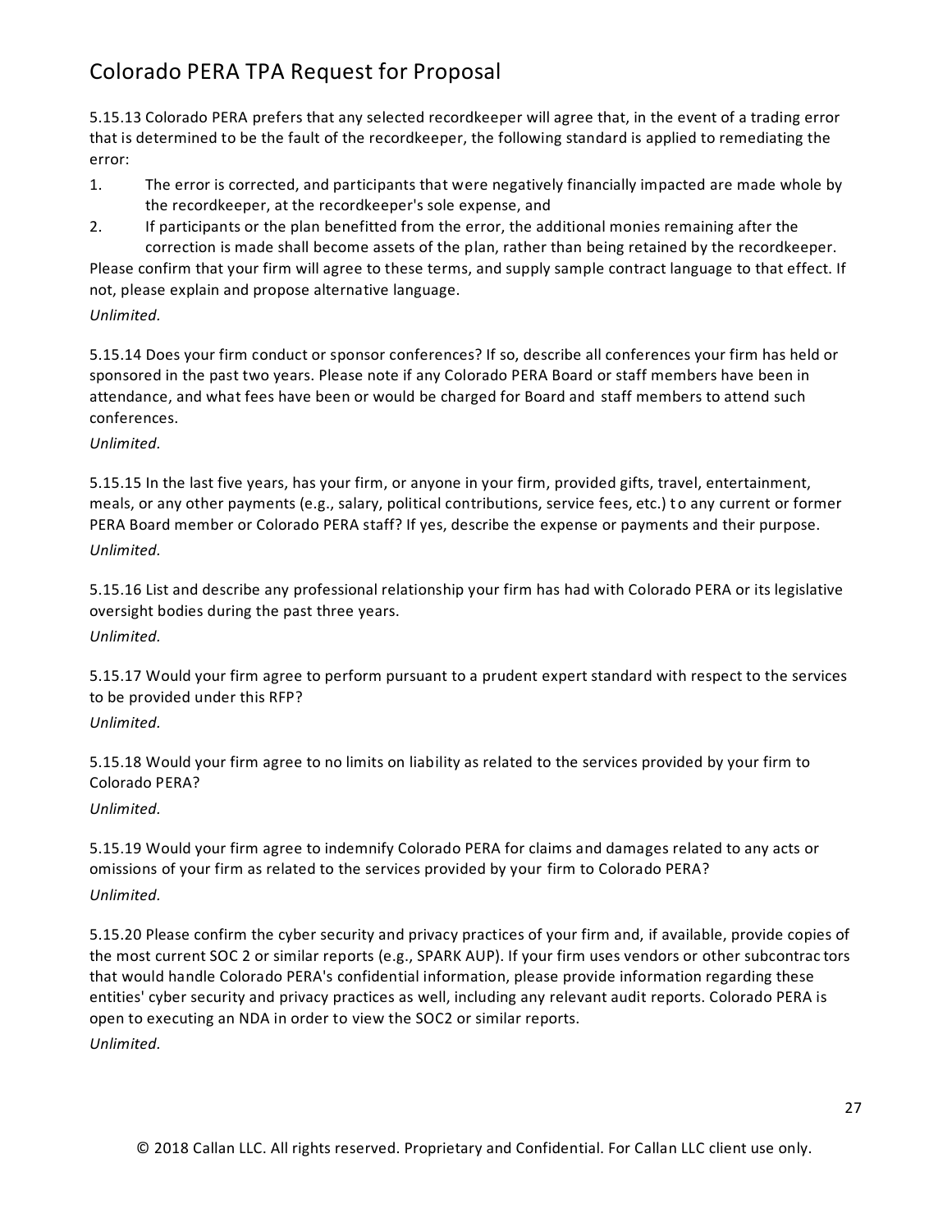5.15.13 Colorado PERA prefers that any selected recordkeeper will agree that, in the event of a trading error that is determined to be the fault of the recordkeeper, the following standard is applied to remediating the error:

1. The error is corrected, and participants that were negatively financially impacted are made whole by the recordkeeper, at the recordkeeper's sole expense, and
2. If participants or the plan benefitted from the error, the additional monies remaining after the correction is made shall become assets of the plan, rather than being retained by the recordkeeper.

Please confirm that your firm will agree to these terms, and supply sample contract language to that effect. If not, please explain and propose alternative language.

*Unlimited.*

5.15.14 Does your firm conduct or sponsor conferences? If so, describe all conferences your firm has held or sponsored in the past two years. Please note if any Colorado PERA Board or staff members have been in attendance, and what fees have been or would be charged for Board and staff members to attend such conferences.

*Unlimited.*

5.15.15 In the last five years, has your firm, or anyone in your firm, provided gifts, travel, entertainment, meals, or any other payments (e.g., salary, political contributions, service fees, etc.) to any current or former PERA Board member or Colorado PERA staff? If yes, describe the expense or payments and their purpose.

*Unlimited.*

5.15.16 List and describe any professional relationship your firm has had with Colorado PERA or its legislative oversight bodies during the past three years.

*Unlimited.*

5.15.17 Would your firm agree to perform pursuant to a prudent expert standard with respect to the services to be provided under this RFP?

*Unlimited.*

5.15.18 Would your firm agree to no limits on liability as related to the services provided by your firm to Colorado PERA?

*Unlimited.*

5.15.19 Would your firm agree to indemnify Colorado PERA for claims and damages related to any acts or omissions of your firm as related to the services provided by your firm to Colorado PERA?

*Unlimited.*

5.15.20 Please confirm the cyber security and privacy practices of your firm and, if available, provide copies of the most current SOC 2 or similar reports (e.g., SPARK AUP). If your firm uses vendors or other subcontractors that would handle Colorado PERA's confidential information, please provide information regarding these entities' cyber security and privacy practices as well, including any relevant audit reports. Colorado PERA is open to executing an NDA in order to view the SOC2 or similar reports.

*Unlimited.*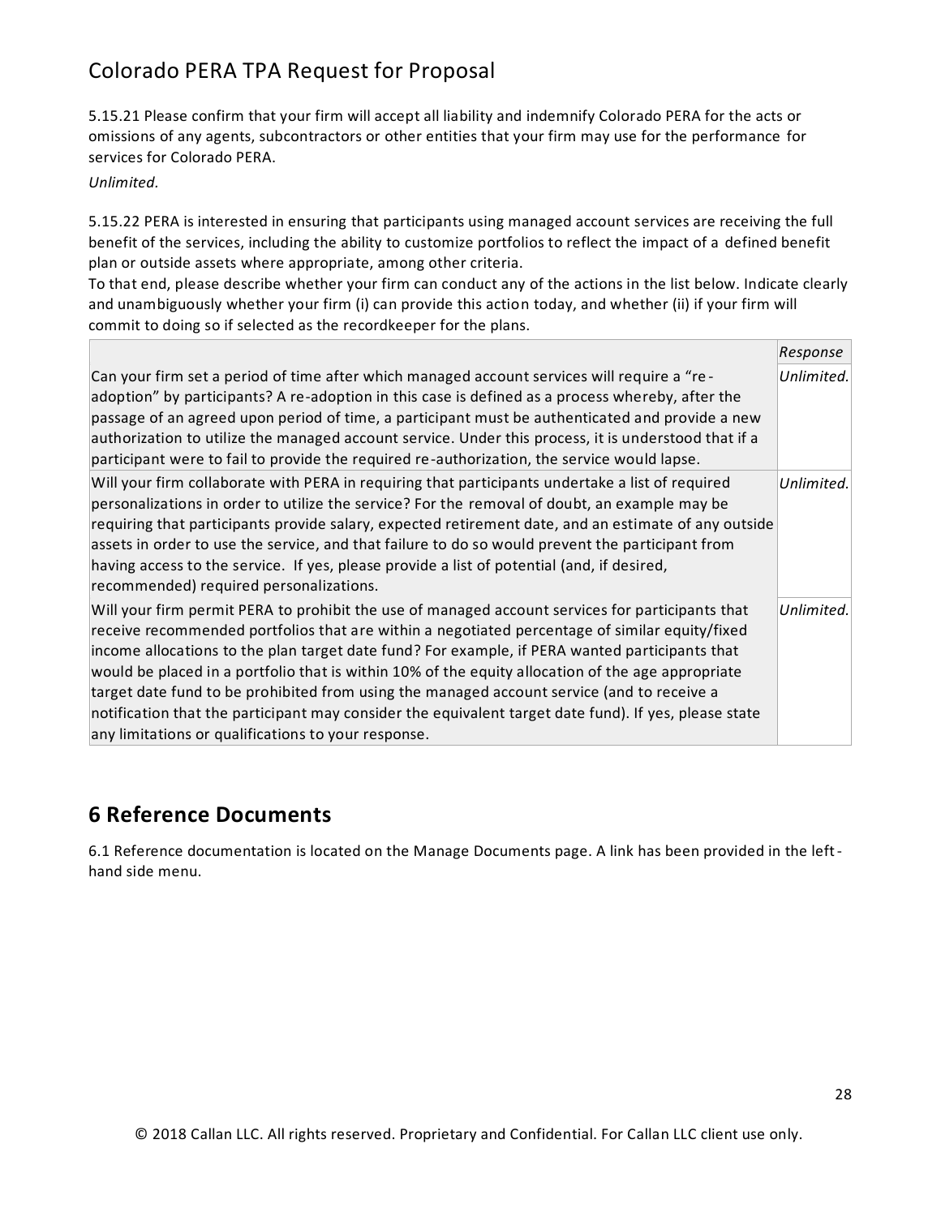5.15.21 Please confirm that your firm will accept all liability and indemnify Colorado PERA for the acts or omissions of any agents, subcontractors or other entities that your firm may use for the performance for services for Colorado PERA.

*Unlimited.*

5.15.22 PERA is interested in ensuring that participants using managed account services are receiving the full benefit of the services, including the ability to customize portfolios to reflect the impact of a defined benefit plan or outside assets where appropriate, among other criteria.
To that end, please describe whether your firm can conduct any of the actions in the list below. Indicate clearly and unambiguously whether your firm (i) can provide this action today, and whether (ii) if your firm will commit to doing so if selected as the recordkeeper for the plans.

| | *Response* |
|---|---|
| Can your firm set a period of time after which managed account services will require a "re-adoption" by participants? A re-adoption in this case is defined as a process whereby, after the passage of an agreed upon period of time, a participant must be authenticated and provide a new authorization to utilize the managed account service. Under this process, it is understood that if a participant were to fail to provide the required re-authorization, the service would lapse. | *Unlimited.* |
| Will your firm collaborate with PERA in requiring that participants undertake a list of required personalizations in order to utilize the service? For the removal of doubt, an example may be requiring that participants provide salary, expected retirement date, and an estimate of any outside assets in order to use the service, and that failure to do so would prevent the participant from having access to the service. If yes, please provide a list of potential (and, if desired, recommended) required personalizations. | *Unlimited.* |
| Will your firm permit PERA to prohibit the use of managed account services for participants that receive recommended portfolios that are within a negotiated percentage of similar equity/fixed income allocations to the plan target date fund? For example, if PERA wanted participants that would be placed in a portfolio that is within 10% of the equity allocation of the age appropriate target date fund to be prohibited from using the managed account service (and to receive a notification that the participant may consider the equivalent target date fund). If yes, please state any limitations or qualifications to your response. | *Unlimited.* |

## 6 Reference Documents

6.1 Reference documentation is located on the Manage Documents page. A link has been provided in the left-hand side menu.